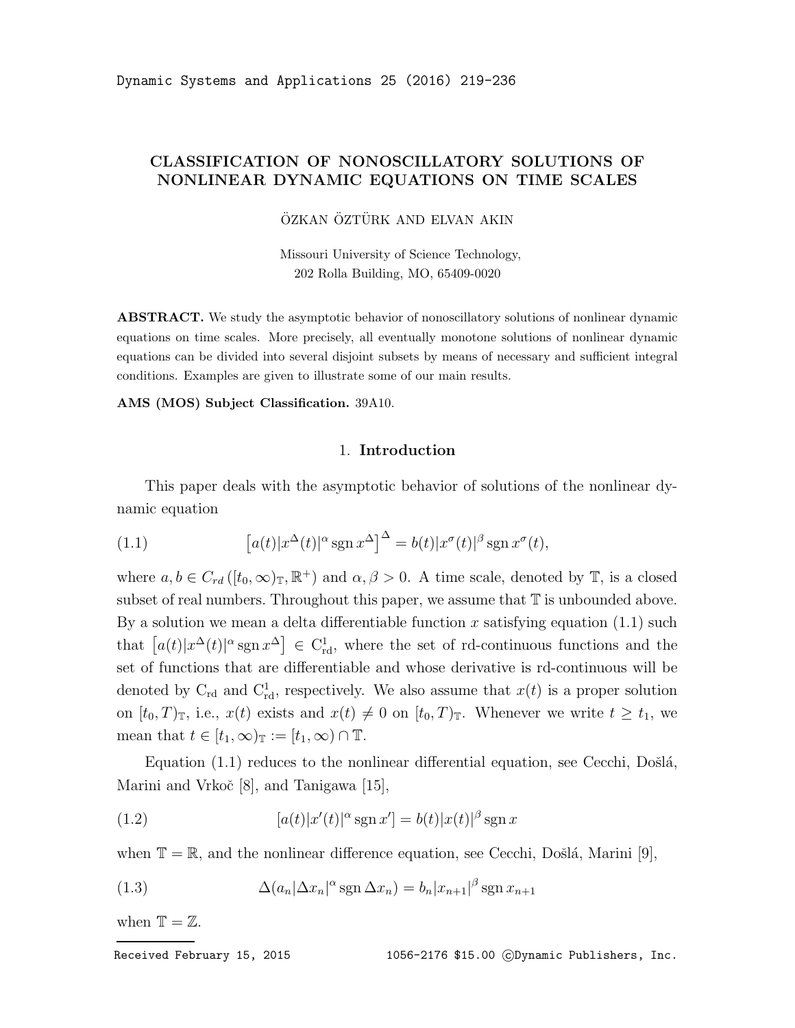# CLASSIFICATION OF NONOSCILLATORY SOLUTIONS OF NONLINEAR DYNAMIC EQUATIONS ON TIME SCALES

ÖZKAN ÖZTÜRK AND ELVAN AKIN

Missouri University of Science Technology,
202 Rolla Building, MO, 65409-0020

**ABSTRACT.** We study the asymptotic behavior of nonoscillatory solutions of nonlinear dynamic equations on time scales. More precisely, all eventually monotone solutions of nonlinear dynamic equations can be divided into several disjoint subsets by means of necessary and sufficient integral conditions. Examples are given to illustrate some of our main results.

**AMS (MOS) Subject Classification.** 39A10.

## 1. Introduction

This paper deals with the asymptotic behavior of solutions of the nonlinear dynamic equation

$$\left[a(t)|x^{\Delta}(t)|^{\alpha}\operatorname{sgn}x^{\Delta}\right]^{\Delta} = b(t)|x^{\sigma}(t)|^{\beta}\operatorname{sgn}x^{\sigma}(t), \tag{1.1}$$

where $a, b \in C_{rd}\left([t_0,\infty)_{\mathbb{T}}, \mathbb{R}^{+}\right)$ and $\alpha, \beta > 0$. A time scale, denoted by $\mathbb{T}$, is a closed subset of real numbers. Throughout this paper, we assume that $\mathbb{T}$ is unbounded above. By a solution we mean a delta differentiable function $x$ satisfying equation (1.1) such that $\left[a(t)|x^{\Delta}(t)|^{\alpha}\operatorname{sgn}x^{\Delta}\right] \in \mathrm{C}^{1}_{\mathrm{rd}}$, where the set of rd-continuous functions and the set of functions that are differentiable and whose derivative is rd-continuous will be denoted by $\mathrm{C}_{\mathrm{rd}}$ and $\mathrm{C}^{1}_{\mathrm{rd}}$, respectively. We also assume that $x(t)$ is a proper solution on $[t_0,T)_{\mathbb{T}}$, i.e., $x(t)$ exists and $x(t)\neq 0$ on $[t_0,T)_{\mathbb{T}}$. Whenever we write $t \geq t_1$, we mean that $t \in [t_1,\infty)_{\mathbb{T}} := [t_1,\infty)\cap\mathbb{T}$.

Equation (1.1) reduces to the nonlinear differential equation, see Cecchi, Došlá, Marini and Vrkoč [8], and Tanigawa [15],

$$[a(t)|x'(t)|^{\alpha}\operatorname{sgn}x'] = b(t)|x(t)|^{\beta}\operatorname{sgn}x \tag{1.2}$$

when $\mathbb{T}=\mathbb{R}$, and the nonlinear difference equation, see Cecchi, Došlá, Marini [9],

$$\Delta(a_n|\Delta x_n|^{\alpha}\operatorname{sgn}\Delta x_n) = b_n|x_{n+1}|^{\beta}\operatorname{sgn}x_{n+1} \tag{1.3}$$

when $\mathbb{T}=\mathbb{Z}$.

Received February 15, 2015 1056-2176 \$15.00 ©Dynamic Publishers, Inc.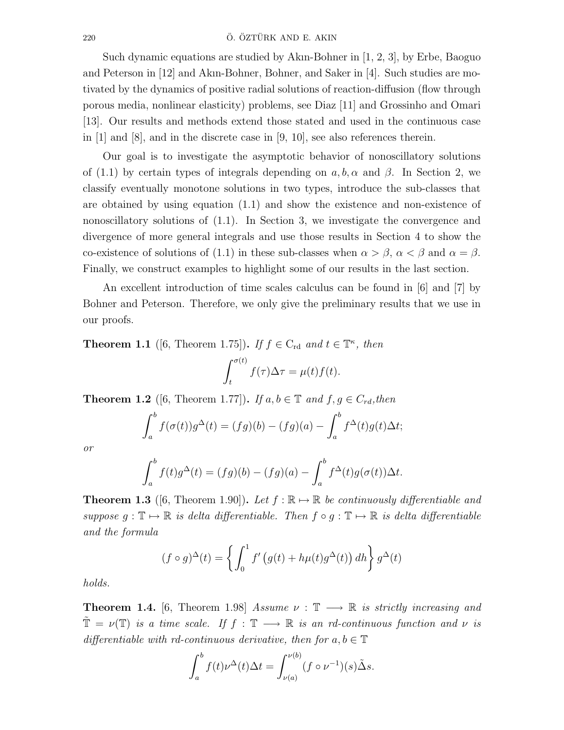Such dynamic equations are studied by Akın-Bohner in [1, 2, 3], by Erbe, Baoguo and Peterson in [12] and Akın-Bohner, Bohner, and Saker in [4]. Such studies are motivated by the dynamics of positive radial solutions of reaction-diffusion (flow through porous media, nonlinear elasticity) problems, see Diaz [11] and Grossinho and Omari [13]. Our results and methods extend those stated and used in the continuous case in [1] and [8], and in the discrete case in [9, 10], see also references therein.

Our goal is to investigate the asymptotic behavior of nonoscillatory solutions of (1.1) by certain types of integrals depending on $a, b, \alpha$ and $\beta$. In Section 2, we classify eventually monotone solutions in two types, introduce the sub-classes that are obtained by using equation (1.1) and show the existence and non-existence of nonoscillatory solutions of (1.1). In Section 3, we investigate the convergence and divergence of more general integrals and use those results in Section 4 to show the co-existence of solutions of (1.1) in these sub-classes when $\alpha > \beta$, $\alpha < \beta$ and $\alpha = \beta$. Finally, we construct examples to highlight some of our results in the last section.

An excellent introduction of time scales calculus can be found in [6] and [7] by Bohner and Peterson. Therefore, we only give the preliminary results that we use in our proofs.

**Theorem 1.1** ([6, Theorem 1.75]). *If $f \in \mathrm{C_{rd}}$ and $t \in \mathbb{T}^\kappa$, then*

$$\int_t^{\sigma(t)} f(\tau)\Delta\tau = \mu(t)f(t).$$

**Theorem 1.2** ([6, Theorem 1.77]). *If $a, b \in \mathbb{T}$ and $f, g \in C_{rd}$, then*

$$\int_a^b f(\sigma(t))g^\Delta(t) = (fg)(b) - (fg)(a) - \int_a^b f^\Delta(t)g(t)\Delta t;$$

*or*

$$\int_a^b f(t)g^\Delta(t) = (fg)(b) - (fg)(a) - \int_a^b f^\Delta(t)g(\sigma(t))\Delta t.$$

**Theorem 1.3** ([6, Theorem 1.90]). *Let $f : \mathbb{R} \mapsto \mathbb{R}$ be continuously differentiable and suppose $g : \mathbb{T} \mapsto \mathbb{R}$ is delta differentiable. Then $f \circ g : \mathbb{T} \mapsto \mathbb{R}$ is delta differentiable and the formula*

$$(f \circ g)^\Delta(t) = \left\{ \int_0^1 f'\left(g(t) + h\mu(t)g^\Delta(t)\right) dh \right\} g^\Delta(t)$$

*holds.*

**Theorem 1.4.** [6, Theorem 1.98] *Assume $\nu : \mathbb{T} \longrightarrow \mathbb{R}$ is strictly increasing and $\tilde{\mathbb{T}} = \nu(\mathbb{T})$ is a time scale. If $f : \mathbb{T} \longrightarrow \mathbb{R}$ is an rd-continuous function and $\nu$ is differentiable with rd-continuous derivative, then for $a, b \in \mathbb{T}$*

$$\int_a^b f(t)\nu^\Delta(t)\Delta t = \int_{\nu(a)}^{\nu(b)} (f \circ \nu^{-1})(s)\tilde{\Delta}s.$$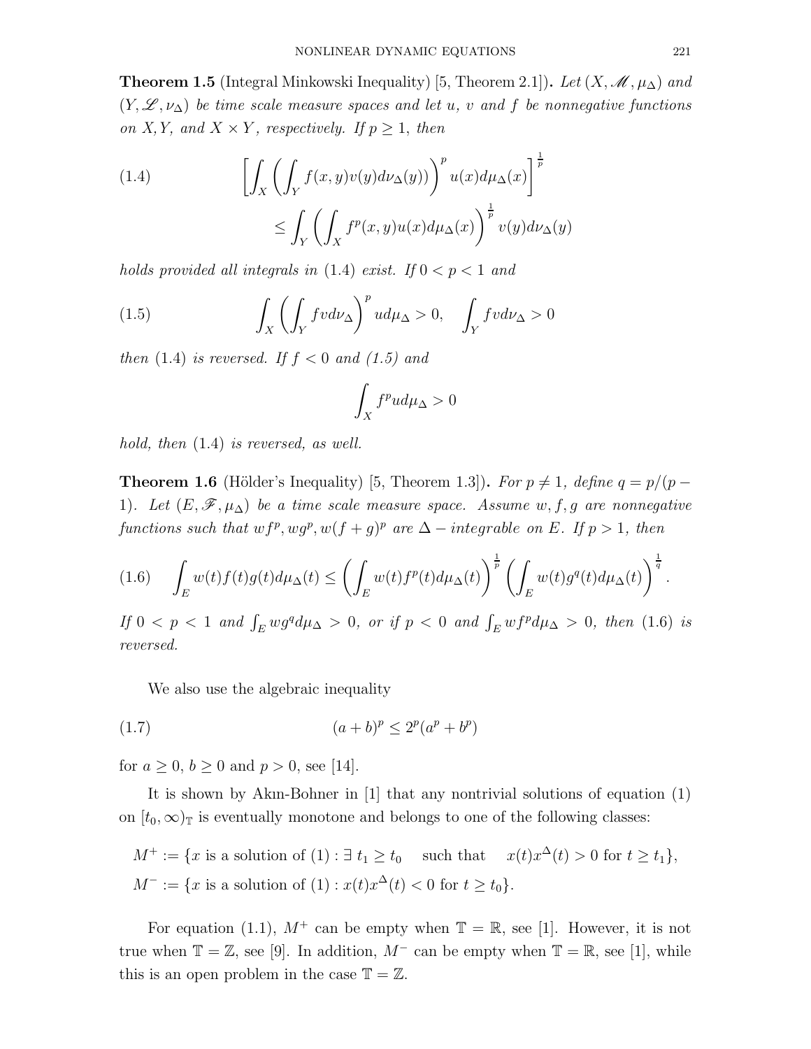**Theorem 1.5** (Integral Minkowski Inequality) [5, Theorem 2.1]**.** *Let $(X, \mathscr{M}, \mu_\Delta)$ and $(Y, \mathscr{L}, \nu_\Delta)$ be time scale measure spaces and let $u$, $v$ and $f$ be nonnegative functions on $X, Y$, and $X \times Y$, respectively. If $p \geq 1$, then*

$$
\left[\int_X \left(\int_Y f(x,y)v(y)d\nu_\Delta(y)\right)^p u(x)d\mu_\Delta(x)\right]^{\frac{1}{p}} \leq \int_Y \left(\int_X f^p(x,y)u(x)d\mu_\Delta(x)\right)^{\frac{1}{p}} v(y)d\nu_\Delta(y) \tag{1.4}
$$

*holds provided all integrals in* (1.4) *exist. If $0 < p < 1$ and*

$$
\int_X \left(\int_Y f v d\nu_\Delta\right)^p u d\mu_\Delta > 0, \quad \int_Y f v d\nu_\Delta > 0 \tag{1.5}
$$

*then* (1.4) *is reversed. If $f < 0$ and (1.5) and*

$$
\int_X f^p u d\mu_\Delta > 0
$$

*hold, then* (1.4) *is reversed, as well.*

**Theorem 1.6** (Hölder's Inequality) [5, Theorem 1.3]**.** *For $p \neq 1$, define $q = p/(p-1)$. Let $(E, \mathscr{F}, \mu_\Delta)$ be a time scale measure space. Assume $w, f, g$ are nonnegative functions such that $wf^p, wg^p, w(f+g)^p$ are $\Delta-$integrable on $E$. If $p > 1$, then*

$$
\int_E w(t)f(t)g(t)d\mu_\Delta(t) \leq \left(\int_E w(t)f^p(t)d\mu_\Delta(t)\right)^{\frac{1}{p}} \left(\int_E w(t)g^q(t)d\mu_\Delta(t)\right)^{\frac{1}{q}}. \tag{1.6}
$$

*If $0 < p < 1$ and $\int_E wg^q d\mu_\Delta > 0$, or if $p < 0$ and $\int_E wf^p d\mu_\Delta > 0$, then* (1.6) *is reversed.*

We also use the algebraic inequality

$$
(a+b)^p \leq 2^p(a^p + b^p) \tag{1.7}
$$

for $a \geq 0$, $b \geq 0$ and $p > 0$, see [14].

It is shown by Akın-Bohner in [1] that any nontrivial solutions of equation (1) on $[t_0, \infty)_{\mathbb{T}}$ is eventually monotone and belongs to one of the following classes:

$$
M^+ := \{x \text{ is a solution of (1)} : \exists\ t_1 \geq t_0 \quad \text{such that} \quad x(t)x^\Delta(t) > 0 \text{ for } t \geq t_1\},
$$
$$
M^- := \{x \text{ is a solution of (1)} : x(t)x^\Delta(t) < 0 \text{ for } t \geq t_0\}.
$$

For equation (1.1), $M^+$ can be empty when $\mathbb{T} = \mathbb{R}$, see [1]. However, it is not true when $\mathbb{T} = \mathbb{Z}$, see [9]. In addition, $M^-$ can be empty when $\mathbb{T} = \mathbb{R}$, see [1], while this is an open problem in the case $\mathbb{T} = \mathbb{Z}$.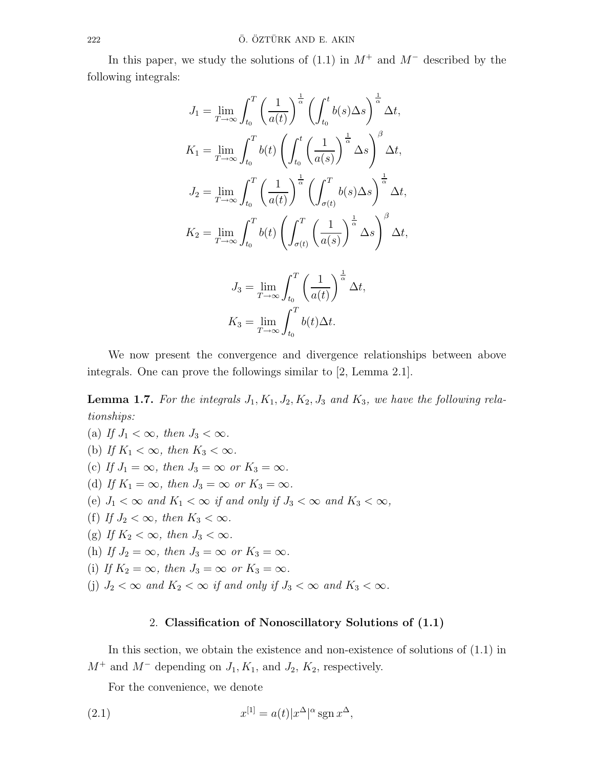In this paper, we study the solutions of (1.1) in $M^+$ and $M^-$ described by the following integrals:

$$J_1 = \lim_{T\to\infty} \int_{t_0}^{T} \left(\frac{1}{a(t)}\right)^{\frac{1}{\alpha}} \left(\int_{t_0}^{t} b(s)\Delta s\right)^{\frac{1}{\alpha}} \Delta t,$$

$$K_1 = \lim_{T\to\infty} \int_{t_0}^{T} b(t) \left(\int_{t_0}^{t} \left(\frac{1}{a(s)}\right)^{\frac{1}{\alpha}} \Delta s\right)^{\beta} \Delta t,$$

$$J_2 = \lim_{T\to\infty} \int_{t_0}^{T} \left(\frac{1}{a(t)}\right)^{\frac{1}{\alpha}} \left(\int_{\sigma(t)}^{T} b(s)\Delta s\right)^{\frac{1}{\alpha}} \Delta t,$$

$$K_2 = \lim_{T\to\infty} \int_{t_0}^{T} b(t) \left(\int_{\sigma(t)}^{T} \left(\frac{1}{a(s)}\right)^{\frac{1}{\alpha}} \Delta s\right)^{\beta} \Delta t,$$

$$J_3 = \lim_{T\to\infty} \int_{t_0}^{T} \left(\frac{1}{a(t)}\right)^{\frac{1}{\alpha}} \Delta t,$$

$$K_3 = \lim_{T\to\infty} \int_{t_0}^{T} b(t)\Delta t.$$

We now present the convergence and divergence relationships between above integrals. One can prove the followings similar to [2, Lemma 2.1].

**Lemma 1.7.** *For the integrals $J_1, K_1, J_2, K_2, J_3$ and $K_3$, we have the following relationships:*

(a) *If $J_1 < \infty$, then $J_3 < \infty$.*
(b) *If $K_1 < \infty$, then $K_3 < \infty$.*
(c) *If $J_1 = \infty$, then $J_3 = \infty$ or $K_3 = \infty$.*
(d) *If $K_1 = \infty$, then $J_3 = \infty$ or $K_3 = \infty$.*
(e) *$J_1 < \infty$ and $K_1 < \infty$ if and only if $J_3 < \infty$ and $K_3 < \infty$,*
(f) *If $J_2 < \infty$, then $K_3 < \infty$.*
(g) *If $K_2 < \infty$, then $J_3 < \infty$.*
(h) *If $J_2 = \infty$, then $J_3 = \infty$ or $K_3 = \infty$.*
(i) *If $K_2 = \infty$, then $J_3 = \infty$ or $K_3 = \infty$.*
(j) *$J_2 < \infty$ and $K_2 < \infty$ if and only if $J_3 < \infty$ and $K_3 < \infty$.*

## 2. **Classification of Nonoscillatory Solutions of (1.1)**

In this section, we obtain the existence and non-existence of solutions of (1.1) in $M^+$ and $M^-$ depending on $J_1, K_1$, and $J_2$, $K_2$, respectively.

For the convenience, we denote

$$x^{[1]} = a(t)|x^{\Delta}|^{\alpha} \operatorname{sgn} x^{\Delta}, \tag{2.1}$$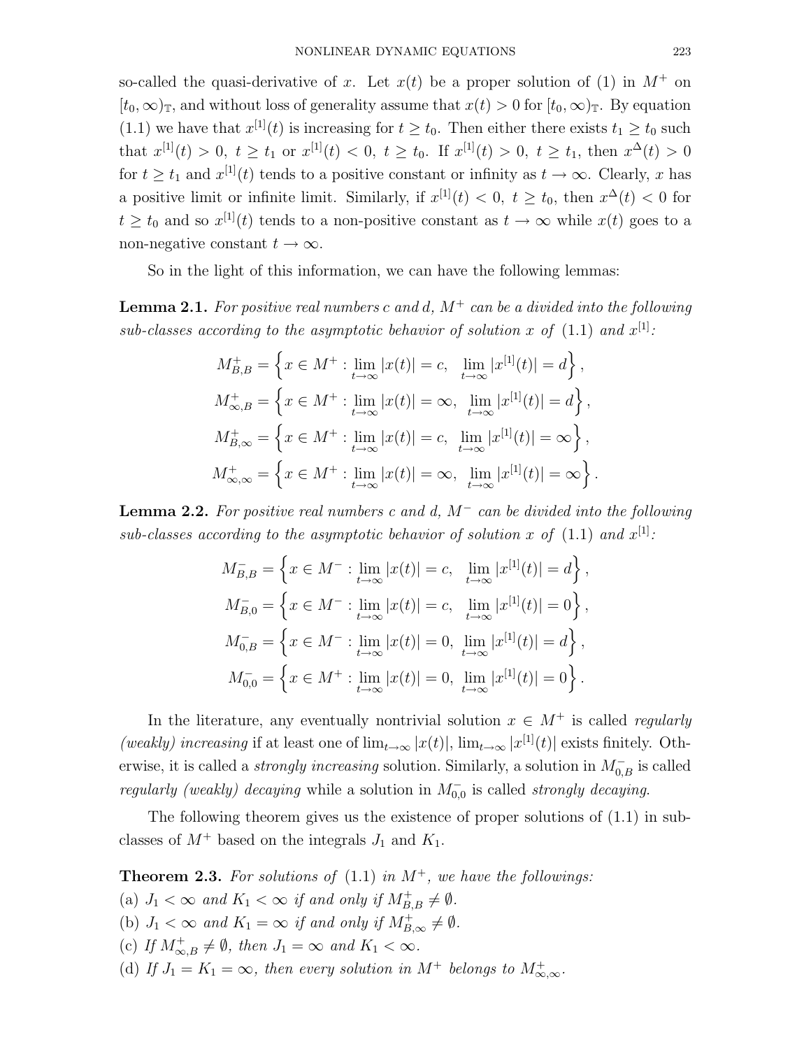so-called the quasi-derivative of $x$. Let $x(t)$ be a proper solution of (1) in $M^+$ on $[t_0,\infty)_{\mathbb{T}}$, and without loss of generality assume that $x(t)>0$ for $[t_0,\infty)_{\mathbb{T}}$. By equation (1.1) we have that $x^{[1]}(t)$ is increasing for $t\geq t_0$. Then either there exists $t_1\geq t_0$ such that $x^{[1]}(t)>0,\ t\geq t_1$ or $x^{[1]}(t)<0,\ t\geq t_0$. If $x^{[1]}(t)>0,\ t\geq t_1$, then $x^{\Delta}(t)>0$ for $t\geq t_1$ and $x^{[1]}(t)$ tends to a positive constant or infinity as $t\to\infty$. Clearly, $x$ has a positive limit or infinite limit. Similarly, if $x^{[1]}(t)<0,\ t\geq t_0$, then $x^{\Delta}(t)<0$ for $t\geq t_0$ and so $x^{[1]}(t)$ tends to a non-positive constant as $t\to\infty$ while $x(t)$ goes to a non-negative constant $t\to\infty$.

So in the light of this information, we can have the following lemmas:

**Lemma 2.1.** *For positive real numbers $c$ and $d$, $M^+$ can be a divided into the following sub-classes according to the asymptotic behavior of solution $x$ of (1.1) and $x^{[1]}$:*

$$M^+_{B,B}=\left\{x\in M^+:\lim_{t\to\infty}|x(t)|=c,\quad \lim_{t\to\infty}|x^{[1]}(t)|=d\right\},$$
$$M^+_{\infty,B}=\left\{x\in M^+:\lim_{t\to\infty}|x(t)|=\infty,\quad \lim_{t\to\infty}|x^{[1]}(t)|=d\right\},$$
$$M^+_{B,\infty}=\left\{x\in M^+:\lim_{t\to\infty}|x(t)|=c,\quad \lim_{t\to\infty}|x^{[1]}(t)|=\infty\right\},$$
$$M^+_{\infty,\infty}=\left\{x\in M^+:\lim_{t\to\infty}|x(t)|=\infty,\quad \lim_{t\to\infty}|x^{[1]}(t)|=\infty\right\}.$$

**Lemma 2.2.** *For positive real numbers $c$ and $d$, $M^-$ can be divided into the following sub-classes according to the asymptotic behavior of solution $x$ of (1.1) and $x^{[1]}$:*

$$M^-_{B,B}=\left\{x\in M^-:\lim_{t\to\infty}|x(t)|=c,\quad \lim_{t\to\infty}|x^{[1]}(t)|=d\right\},$$
$$M^-_{B,0}=\left\{x\in M^-:\lim_{t\to\infty}|x(t)|=c,\quad \lim_{t\to\infty}|x^{[1]}(t)|=0\right\},$$
$$M^-_{0,B}=\left\{x\in M^-:\lim_{t\to\infty}|x(t)|=0,\quad \lim_{t\to\infty}|x^{[1]}(t)|=d\right\},$$
$$M^-_{0,0}=\left\{x\in M^+:\lim_{t\to\infty}|x(t)|=0,\quad \lim_{t\to\infty}|x^{[1]}(t)|=0\right\}.$$

In the literature, any eventually nontrivial solution $x\in M^+$ is called *regularly (weakly) increasing* if at least one of $\lim_{t\to\infty}|x(t)|$, $\lim_{t\to\infty}|x^{[1]}(t)|$ exists finitely. Otherwise, it is called a *strongly increasing* solution. Similarly, a solution in $M^-_{0,B}$ is called *regularly (weakly) decaying* while a solution in $M^-_{0,0}$ is called *strongly decaying*.

The following theorem gives us the existence of proper solutions of (1.1) in sub-classes of $M^+$ based on the integrals $J_1$ and $K_1$.

**Theorem 2.3.** *For solutions of (1.1) in $M^+$, we have the followings:*
(a) *$J_1<\infty$ and $K_1<\infty$ if and only if $M^+_{B,B}\neq\emptyset$.*
(b) *$J_1<\infty$ and $K_1=\infty$ if and only if $M^+_{B,\infty}\neq\emptyset$.*
(c) *If $M^+_{\infty,B}\neq\emptyset$, then $J_1=\infty$ and $K_1<\infty$.*
(d) *If $J_1=K_1=\infty$, then every solution in $M^+$ belongs to $M^+_{\infty,\infty}$.*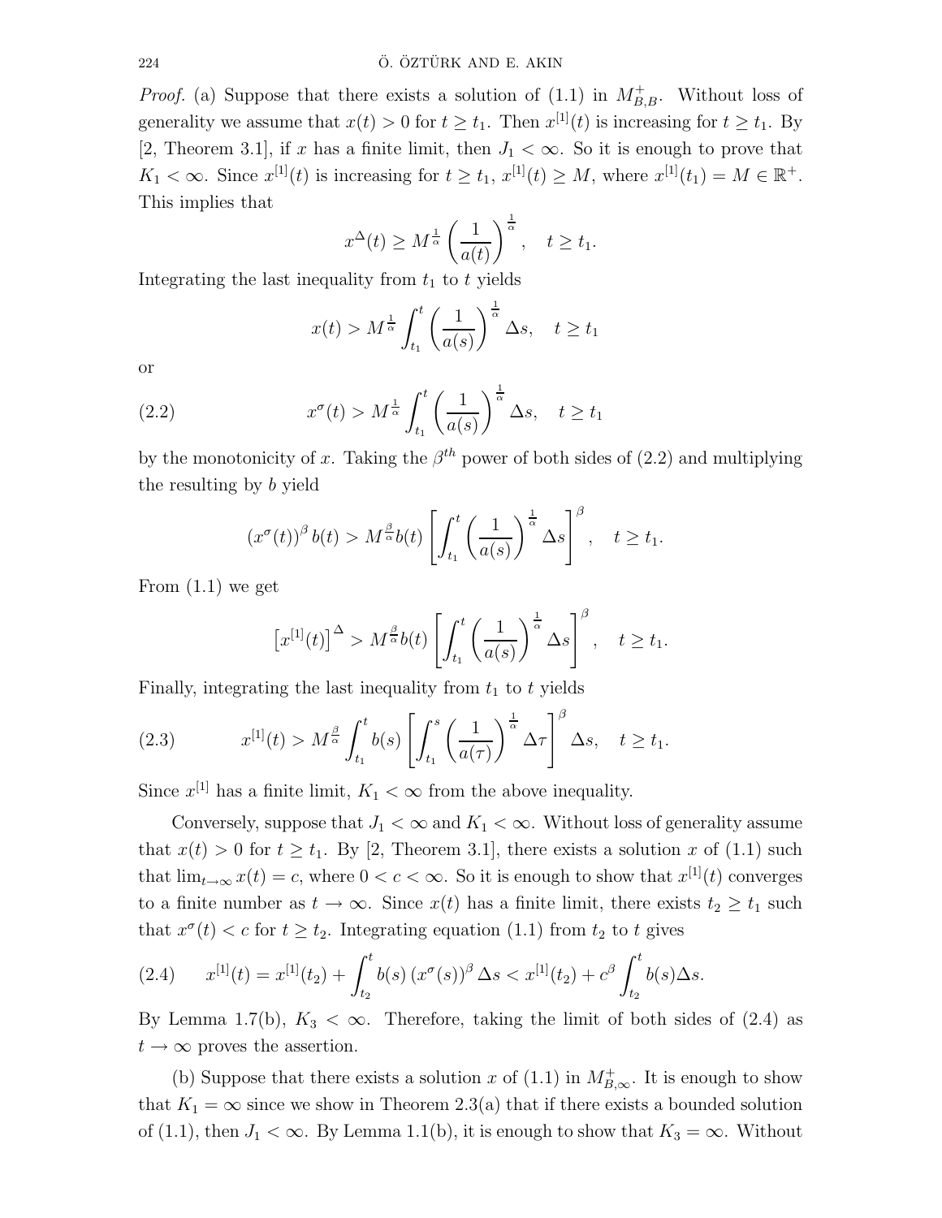*Proof.* (a) Suppose that there exists a solution of (1.1) in $M^+_{B,B}$. Without loss of generality we assume that $x(t) > 0$ for $t \geq t_1$. Then $x^{[1]}(t)$ is increasing for $t \geq t_1$. By [2, Theorem 3.1], if $x$ has a finite limit, then $J_1 < \infty$. So it is enough to prove that $K_1 < \infty$. Since $x^{[1]}(t)$ is increasing for $t \geq t_1$, $x^{[1]}(t) \geq M$, where $x^{[1]}(t_1) = M \in \mathbb{R}^+$. This implies that

$$x^{\Delta}(t) \geq M^{\frac{1}{\alpha}} \left(\frac{1}{a(t)}\right)^{\frac{1}{\alpha}}, \quad t \geq t_1.$$

Integrating the last inequality from $t_1$ to $t$ yields

$$x(t) > M^{\frac{1}{\alpha}} \int_{t_1}^{t} \left(\frac{1}{a(s)}\right)^{\frac{1}{\alpha}} \Delta s, \quad t \geq t_1$$

or

$$x^{\sigma}(t) > M^{\frac{1}{\alpha}} \int_{t_1}^{t} \left(\frac{1}{a(s)}\right)^{\frac{1}{\alpha}} \Delta s, \quad t \geq t_1 \tag{2.2}$$

by the monotonicity of $x$. Taking the $\beta^{th}$ power of both sides of (2.2) and multiplying the resulting by $b$ yield

$$(x^{\sigma}(t))^{\beta}\, b(t) > M^{\frac{\beta}{\alpha}} b(t) \left[\int_{t_1}^{t} \left(\frac{1}{a(s)}\right)^{\frac{1}{\alpha}} \Delta s\right]^{\beta}, \quad t \geq t_1.$$

From (1.1) we get

$$\left[x^{[1]}(t)\right]^{\Delta} > M^{\frac{\beta}{\alpha}} b(t) \left[\int_{t_1}^{t} \left(\frac{1}{a(s)}\right)^{\frac{1}{\alpha}} \Delta s\right]^{\beta}, \quad t \geq t_1.$$

Finally, integrating the last inequality from $t_1$ to $t$ yields

$$x^{[1]}(t) > M^{\frac{\beta}{\alpha}} \int_{t_1}^{t} b(s) \left[\int_{t_1}^{s} \left(\frac{1}{a(\tau)}\right)^{\frac{1}{\alpha}} \Delta \tau\right]^{\beta} \Delta s, \quad t \geq t_1. \tag{2.3}$$

Since $x^{[1]}$ has a finite limit, $K_1 < \infty$ from the above inequality.

Conversely, suppose that $J_1 < \infty$ and $K_1 < \infty$. Without loss of generality assume that $x(t) > 0$ for $t \geq t_1$. By [2, Theorem 3.1], there exists a solution $x$ of (1.1) such that $\lim_{t\to\infty} x(t) = c$, where $0 < c < \infty$. So it is enough to show that $x^{[1]}(t)$ converges to a finite number as $t \to \infty$. Since $x(t)$ has a finite limit, there exists $t_2 \geq t_1$ such that $x^{\sigma}(t) < c$ for $t \geq t_2$. Integrating equation (1.1) from $t_2$ to $t$ gives

$$x^{[1]}(t) = x^{[1]}(t_2) + \int_{t_2}^{t} b(s)\,(x^{\sigma}(s))^{\beta}\, \Delta s < x^{[1]}(t_2) + c^{\beta} \int_{t_2}^{t} b(s) \Delta s. \tag{2.4}$$

By Lemma 1.7(b), $K_3 < \infty$. Therefore, taking the limit of both sides of (2.4) as $t \to \infty$ proves the assertion.

(b) Suppose that there exists a solution $x$ of (1.1) in $M^+_{B,\infty}$. It is enough to show that $K_1 = \infty$ since we show in Theorem 2.3(a) that if there exists a bounded solution of (1.1), then $J_1 < \infty$. By Lemma 1.1(b), it is enough to show that $K_3 = \infty$. Without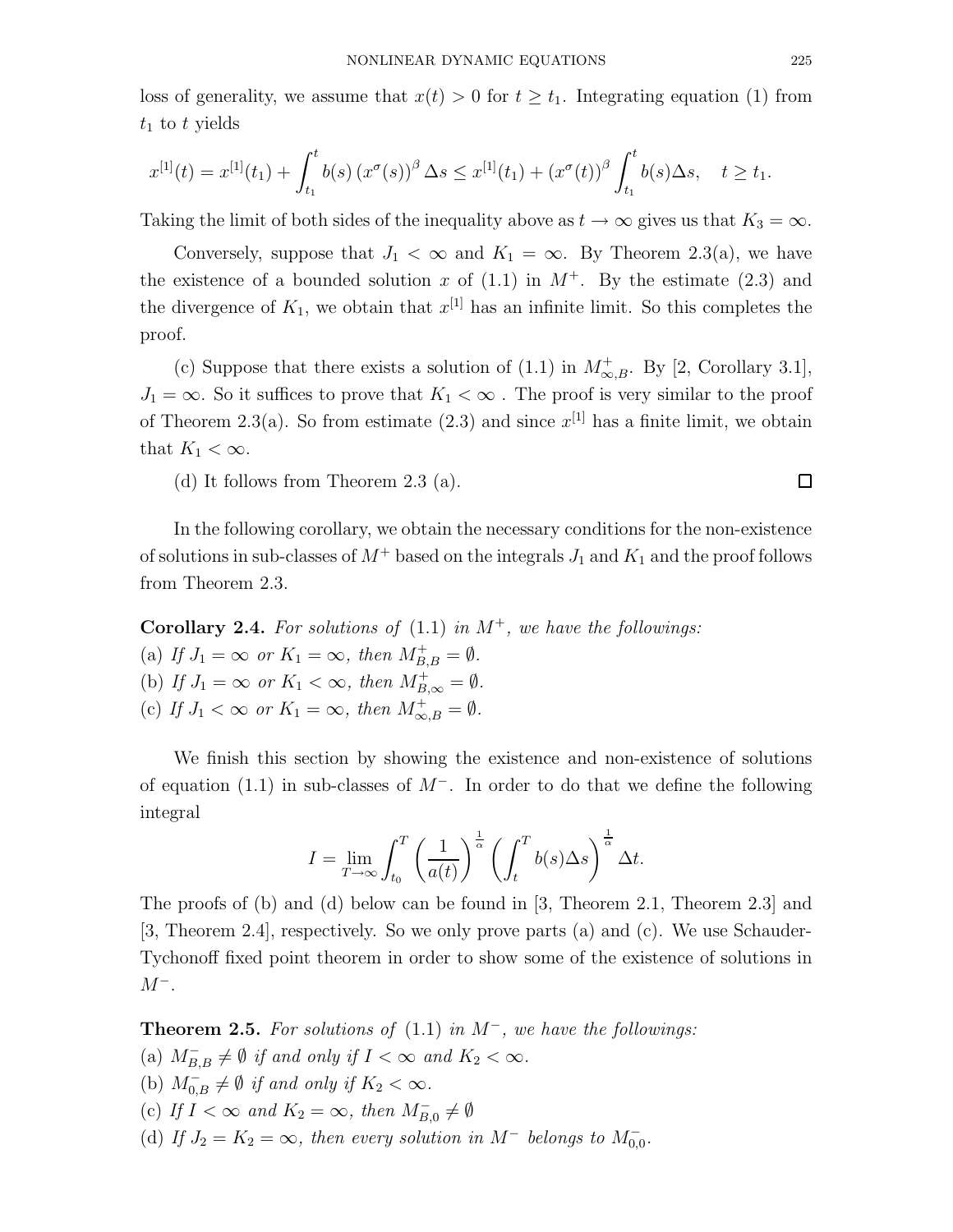loss of generality, we assume that $x(t) > 0$ for $t \geq t_1$. Integrating equation (1) from $t_1$ to $t$ yields

$$x^{[1]}(t) = x^{[1]}(t_1) + \int_{t_1}^{t} b(s)\,(x^\sigma(s))^\beta\,\Delta s \leq x^{[1]}(t_1) + (x^\sigma(t))^\beta \int_{t_1}^{t} b(s)\Delta s, \quad t \geq t_1.$$

Taking the limit of both sides of the inequality above as $t \to \infty$ gives us that $K_3 = \infty$.

Conversely, suppose that $J_1 < \infty$ and $K_1 = \infty$. By Theorem 2.3(a), we have the existence of a bounded solution $x$ of (1.1) in $M^+$. By the estimate (2.3) and the divergence of $K_1$, we obtain that $x^{[1]}$ has an infinite limit. So this completes the proof.

(c) Suppose that there exists a solution of (1.1) in $M^+_{\infty,B}$. By [2, Corollary 3.1], $J_1 = \infty$. So it suffices to prove that $K_1 < \infty$ . The proof is very similar to the proof of Theorem 2.3(a). So from estimate (2.3) and since $x^{[1]}$ has a finite limit, we obtain that $K_1 < \infty$.

(d) It follows from Theorem 2.3 (a). $\square$

In the following corollary, we obtain the necessary conditions for the non-existence of solutions in sub-classes of $M^+$ based on the integrals $J_1$ and $K_1$ and the proof follows from Theorem 2.3.

**Corollary 2.4.** *For solutions of (1.1) in $M^+$, we have the followings:*
(a) *If $J_1 = \infty$ or $K_1 = \infty$, then $M^+_{B,B} = \emptyset$.*
(b) *If $J_1 = \infty$ or $K_1 < \infty$, then $M^+_{B,\infty} = \emptyset$.*
(c) *If $J_1 < \infty$ or $K_1 = \infty$, then $M^+_{\infty,B} = \emptyset$.*

We finish this section by showing the existence and non-existence of solutions of equation (1.1) in sub-classes of $M^-$. In order to do that we define the following integral

$$I = \lim_{T\to\infty} \int_{t_0}^{T} \left(\frac{1}{a(t)}\right)^{\frac{1}{\alpha}} \left(\int_t^T b(s)\Delta s\right)^{\frac{1}{\alpha}} \Delta t.$$

The proofs of (b) and (d) below can be found in [3, Theorem 2.1, Theorem 2.3] and [3, Theorem 2.4], respectively. So we only prove parts (a) and (c). We use Schauder-Tychonoff fixed point theorem in order to show some of the existence of solutions in $M^-$.

**Theorem 2.5.** *For solutions of (1.1) in $M^-$, we have the followings:*
(a) *$M^-_{B,B} \neq \emptyset$ if and only if $I < \infty$ and $K_2 < \infty$.*
(b) *$M^-_{0,B} \neq \emptyset$ if and only if $K_2 < \infty$.*
(c) *If $I < \infty$ and $K_2 = \infty$, then $M^-_{B,0} \neq \emptyset$*
(d) *If $J_2 = K_2 = \infty$, then every solution in $M^-$ belongs to $M^-_{0,0}$.*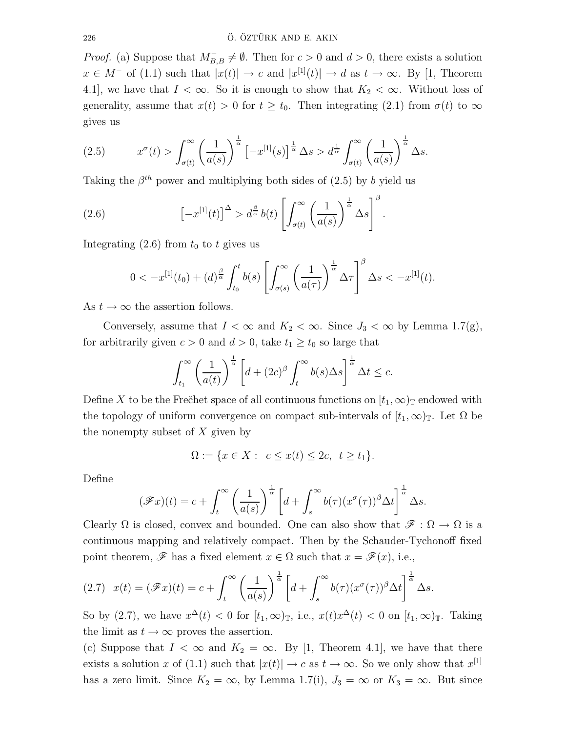*Proof.* (a) Suppose that $M^-_{B,B} \neq \emptyset$. Then for $c > 0$ and $d > 0$, there exists a solution $x \in M^-$ of (1.1) such that $|x(t)| \to c$ and $|x^{[1]}(t)| \to d$ as $t \to \infty$. By [1, Theorem 4.1], we have that $I < \infty$. So it is enough to show that $K_2 < \infty$. Without loss of generality, assume that $x(t) > 0$ for $t \geq t_0$. Then integrating (2.1) from $\sigma(t)$ to $\infty$ gives us

$$x^\sigma(t) > \int_{\sigma(t)}^\infty \left(\frac{1}{a(s)}\right)^{\frac{1}{\alpha}} \left[-x^{[1]}(s)\right]^{\frac{1}{\alpha}} \Delta s > d^{\frac{1}{\alpha}} \int_{\sigma(t)}^\infty \left(\frac{1}{a(s)}\right)^{\frac{1}{\alpha}} \Delta s. \tag{2.5}$$

Taking the $\beta^{th}$ power and multiplying both sides of (2.5) by $b$ yield us

$$\left[-x^{[1]}(t)\right]^\Delta > d^{\frac{\beta}{\alpha}} b(t) \left[\int_{\sigma(t)}^\infty \left(\frac{1}{a(s)}\right)^{\frac{1}{\alpha}} \Delta s\right]^\beta. \tag{2.6}$$

Integrating (2.6) from $t_0$ to $t$ gives us

$$0 < -x^{[1]}(t_0) + (d)^{\frac{\beta}{\alpha}} \int_{t_0}^t b(s) \left[\int_{\sigma(s)}^\infty \left(\frac{1}{a(\tau)}\right)^{\frac{1}{\alpha}} \Delta \tau\right]^\beta \Delta s < -x^{[1]}(t).$$

As $t \to \infty$ the assertion follows.

Conversely, assume that $I < \infty$ and $K_2 < \infty$. Since $J_3 < \infty$ by Lemma 1.7(g), for arbitrarily given $c > 0$ and $d > 0$, take $t_1 \geq t_0$ so large that

$$\int_{t_1}^\infty \left(\frac{1}{a(t)}\right)^{\frac{1}{\alpha}} \left[d + (2c)^\beta \int_t^\infty b(s) \Delta s\right]^{\frac{1}{\alpha}} \Delta t \leq c.$$

Define $X$ to be the Frečhet space of all continuous functions on $[t_1, \infty)_{\mathbb{T}}$ endowed with the topology of uniform convergence on compact sub-intervals of $[t_1, \infty)_{\mathbb{T}}$. Let $\Omega$ be the nonempty subset of $X$ given by

$$\Omega := \{x \in X : \; c \leq x(t) \leq 2c, \; t \geq t_1\}.$$

Define

$$(\mathscr{F}x)(t) = c + \int_t^\infty \left(\frac{1}{a(s)}\right)^{\frac{1}{\alpha}} \left[d + \int_s^\infty b(\tau)(x^\sigma(\tau))^\beta \Delta t\right]^{\frac{1}{\alpha}} \Delta s.$$

Clearly $\Omega$ is closed, convex and bounded. One can also show that $\mathscr{F} : \Omega \to \Omega$ is a continuous mapping and relatively compact. Then by the Schauder-Tychonoff fixed point theorem, $\mathscr{F}$ has a fixed element $x \in \Omega$ such that $x = \mathscr{F}(x)$, i.e.,

$$x(t) = (\mathscr{F}x)(t) = c + \int_t^\infty \left(\frac{1}{a(s)}\right)^{\frac{1}{\alpha}} \left[d + \int_s^\infty b(\tau)(x^\sigma(\tau))^\beta \Delta t\right]^{\frac{1}{\alpha}} \Delta s. \tag{2.7}$$

So by (2.7), we have $x^\Delta(t) < 0$ for $[t_1, \infty)_{\mathbb{T}}$, i.e., $x(t)x^\Delta(t) < 0$ on $[t_1, \infty)_{\mathbb{T}}$. Taking the limit as $t \to \infty$ proves the assertion.

(c) Suppose that $I < \infty$ and $K_2 = \infty$. By [1, Theorem 4.1], we have that there exists a solution $x$ of (1.1) such that $|x(t)| \to c$ as $t \to \infty$. So we only show that $x^{[1]}$ has a zero limit. Since $K_2 = \infty$, by Lemma 1.7(i), $J_3 = \infty$ or $K_3 = \infty$. But since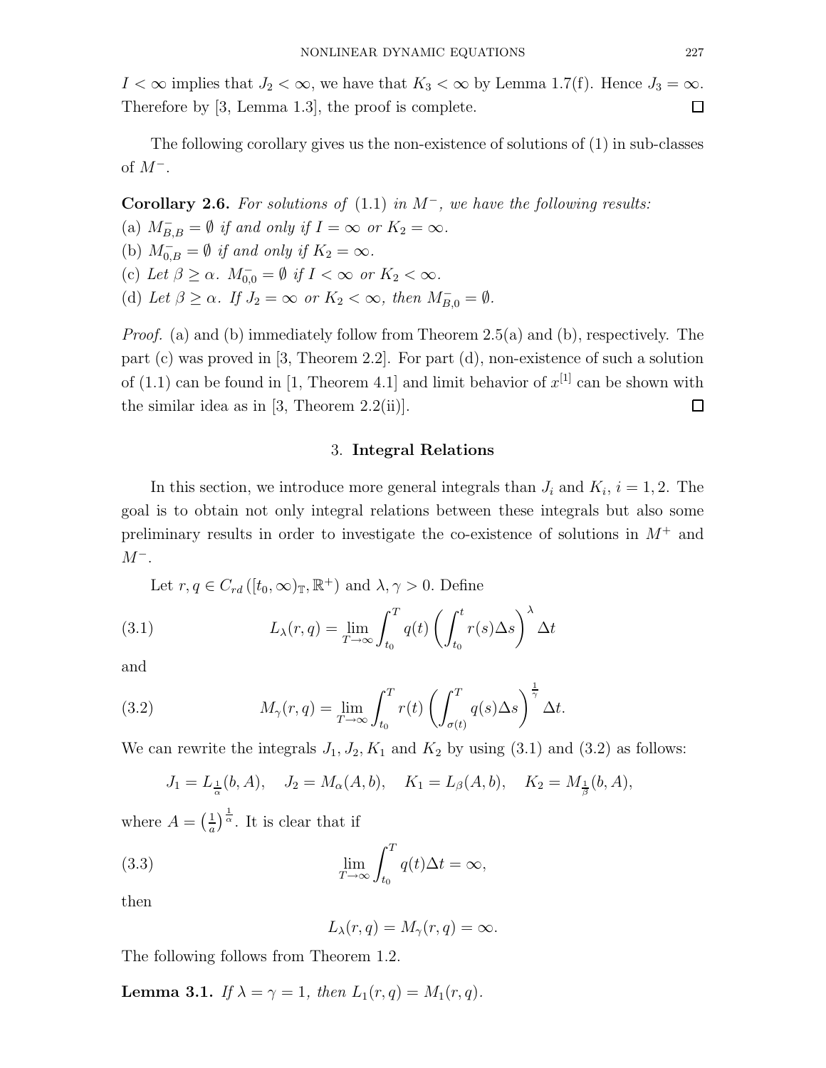$I < \infty$ implies that $J_2 < \infty$, we have that $K_3 < \infty$ by Lemma 1.7(f). Hence $J_3 = \infty$. Therefore by [3, Lemma 1.3], the proof is complete. $\square$

The following corollary gives us the non-existence of solutions of (1) in sub-classes of $M^-$.

**Corollary 2.6.** *For solutions of* (1.1) *in* $M^-$*, we have the following results:*
(a) $M^-_{B,B} = \emptyset$ *if and only if* $I = \infty$ *or* $K_2 = \infty$.
(b) $M^-_{0,B} = \emptyset$ *if and only if* $K_2 = \infty$.
(c) *Let* $\beta \geq \alpha$. $M^-_{0,0} = \emptyset$ *if* $I < \infty$ *or* $K_2 < \infty$.
(d) *Let* $\beta \geq \alpha$. *If* $J_2 = \infty$ *or* $K_2 < \infty$, *then* $M^-_{B,0} = \emptyset$.

*Proof.* (a) and (b) immediately follow from Theorem 2.5(a) and (b), respectively. The part (c) was proved in [3, Theorem 2.2]. For part (d), non-existence of such a solution of (1.1) can be found in [1, Theorem 4.1] and limit behavior of $x^{[1]}$ can be shown with the similar idea as in [3, Theorem 2.2(ii)]. $\square$

## 3. **Integral Relations**

In this section, we introduce more general integrals than $J_i$ and $K_i$, $i = 1, 2$. The goal is to obtain not only integral relations between these integrals but also some preliminary results in order to investigate the co-existence of solutions in $M^+$ and $M^-$.

Let $r, q \in C_{rd}\left([t_0, \infty)_{\mathbb{T}}, \mathbb{R}^+\right)$ and $\lambda, \gamma > 0$. Define

$$L_\lambda(r, q) = \lim_{T\to\infty} \int_{t_0}^{T} q(t) \left( \int_{t_0}^{t} r(s)\Delta s \right)^{\lambda} \Delta t \tag{3.1}$$

and

$$M_\gamma(r, q) = \lim_{T\to\infty} \int_{t_0}^{T} r(t) \left( \int_{\sigma(t)}^{T} q(s)\Delta s \right)^{\frac{1}{\gamma}} \Delta t. \tag{3.2}$$

We can rewrite the integrals $J_1, J_2, K_1$ and $K_2$ by using (3.1) and (3.2) as follows:

$$J_1 = L_{\frac{1}{\alpha}}(b, A), \quad J_2 = M_\alpha(A, b), \quad K_1 = L_\beta(A, b), \quad K_2 = M_{\frac{1}{\beta}}(b, A),$$

where $A = \left(\frac{1}{a}\right)^{\frac{1}{\alpha}}$. It is clear that if

$$\lim_{T\to\infty} \int_{t_0}^{T} q(t)\Delta t = \infty, \tag{3.3}$$

then

$$L_\lambda(r, q) = M_\gamma(r, q) = \infty.$$

The following follows from Theorem 1.2.

**Lemma 3.1.** *If* $\lambda = \gamma = 1$, *then* $L_1(r, q) = M_1(r, q)$.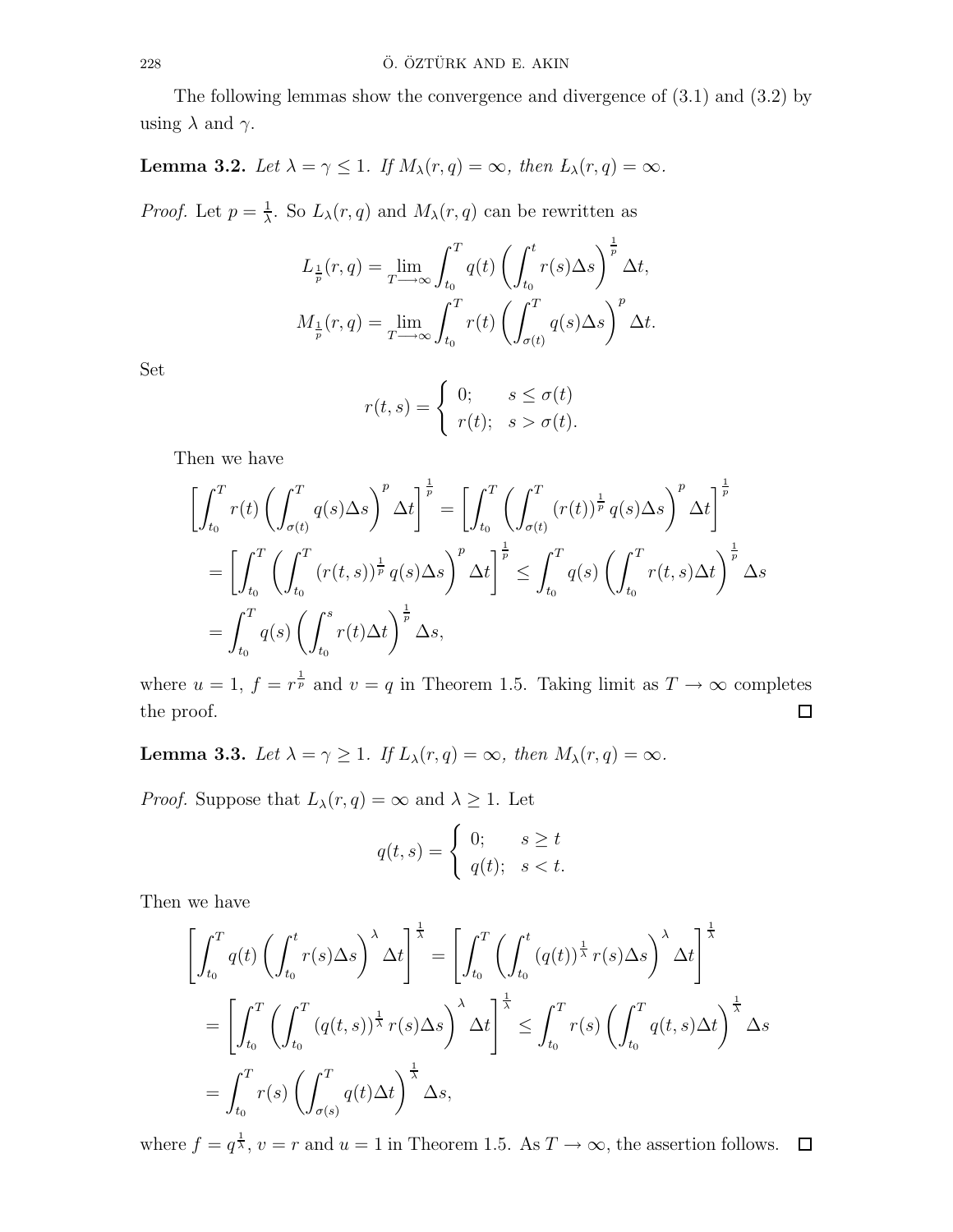The following lemmas show the convergence and divergence of (3.1) and (3.2) by using $\lambda$ and $\gamma$.

**Lemma 3.2.** *Let $\lambda = \gamma \leq 1$. If $M_\lambda(r,q) = \infty$, then $L_\lambda(r,q) = \infty$.*

*Proof.* Let $p = \frac{1}{\lambda}$. So $L_\lambda(r,q)$ and $M_\lambda(r,q)$ can be rewritten as

$$L_{\frac{1}{p}}(r,q) = \lim_{T \longrightarrow \infty} \int_{t_0}^{T} q(t) \left( \int_{t_0}^{t} r(s) \Delta s \right)^{\frac{1}{p}} \Delta t,$$

$$M_{\frac{1}{p}}(r,q) = \lim_{T \longrightarrow \infty} \int_{t_0}^{T} r(t) \left( \int_{\sigma(t)}^{T} q(s) \Delta s \right)^{p} \Delta t.$$

Set

$$r(t,s) = \begin{cases} 0; & s \leq \sigma(t) \\ r(t); & s > \sigma(t). \end{cases}$$

Then we have

$$\begin{aligned}
\left[ \int_{t_0}^{T} r(t) \left( \int_{\sigma(t)}^{T} q(s) \Delta s \right)^{p} \Delta t \right]^{\frac{1}{p}} &= \left[ \int_{t_0}^{T} \left( \int_{\sigma(t)}^{T} (r(t))^{\frac{1}{p}} q(s) \Delta s \right)^{p} \Delta t \right]^{\frac{1}{p}} \\
&= \left[ \int_{t_0}^{T} \left( \int_{t_0}^{T} (r(t,s))^{\frac{1}{p}} q(s) \Delta s \right)^{p} \Delta t \right]^{\frac{1}{p}} \leq \int_{t_0}^{T} q(s) \left( \int_{t_0}^{T} r(t,s) \Delta t \right)^{\frac{1}{p}} \Delta s \\
&= \int_{t_0}^{T} q(s) \left( \int_{t_0}^{s} r(t) \Delta t \right)^{\frac{1}{p}} \Delta s,
\end{aligned}$$

where $u = 1$, $f = r^{\frac{1}{p}}$ and $v = q$ in Theorem 1.5. Taking limit as $T \rightarrow \infty$ completes the proof. $\square$

**Lemma 3.3.** *Let $\lambda = \gamma \geq 1$. If $L_\lambda(r,q) = \infty$, then $M_\lambda(r,q) = \infty$.*

*Proof.* Suppose that $L_\lambda(r,q) = \infty$ and $\lambda \geq 1$. Let

$$q(t,s) = \begin{cases} 0; & s \geq t \\ q(t); & s < t. \end{cases}$$

Then we have

$$\begin{aligned}
\left[ \int_{t_0}^{T} q(t) \left( \int_{t_0}^{t} r(s) \Delta s \right)^{\lambda} \Delta t \right]^{\frac{1}{\lambda}} &= \left[ \int_{t_0}^{T} \left( \int_{t_0}^{t} (q(t))^{\frac{1}{\lambda}} r(s) \Delta s \right)^{\lambda} \Delta t \right]^{\frac{1}{\lambda}} \\
&= \left[ \int_{t_0}^{T} \left( \int_{t_0}^{T} (q(t,s))^{\frac{1}{\lambda}} r(s) \Delta s \right)^{\lambda} \Delta t \right]^{\frac{1}{\lambda}} \leq \int_{t_0}^{T} r(s) \left( \int_{t_0}^{T} q(t,s) \Delta t \right)^{\frac{1}{\lambda}} \Delta s \\
&= \int_{t_0}^{T} r(s) \left( \int_{\sigma(s)}^{T} q(t) \Delta t \right)^{\frac{1}{\lambda}} \Delta s,
\end{aligned}$$

where $f = q^{\frac{1}{\lambda}}$, $v = r$ and $u = 1$ in Theorem 1.5. As $T \rightarrow \infty$, the assertion follows. $\square$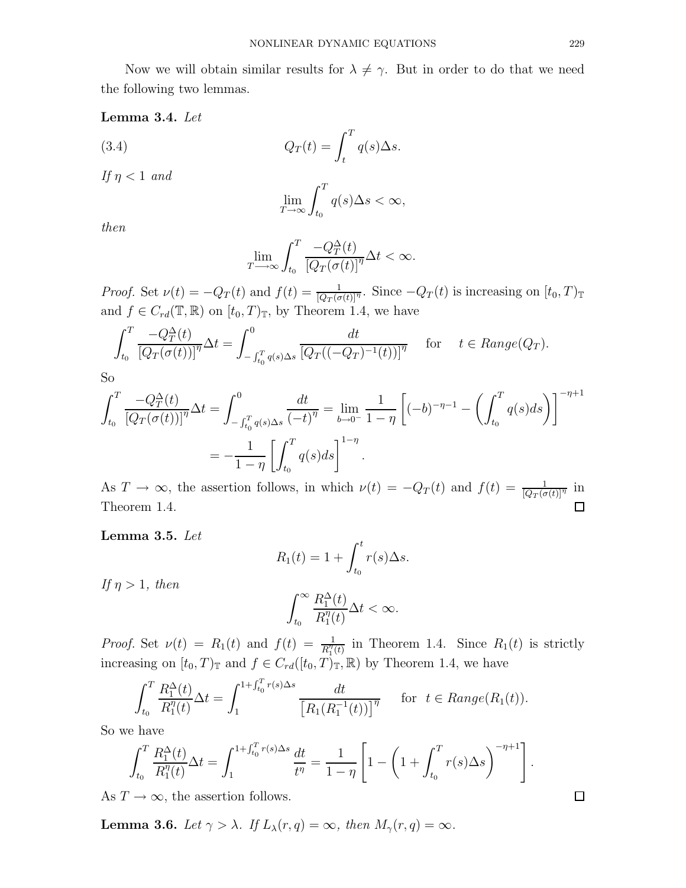Now we will obtain similar results for $\lambda \neq \gamma$. But in order to do that we need the following two lemmas.

**Lemma 3.4.** *Let*

$$Q_T(t) = \int_t^T q(s)\Delta s. \tag{3.4}$$

*If* $\eta < 1$ *and*

$$\lim_{T \to \infty} \int_{t_0}^T q(s)\Delta s < \infty,$$

*then*

$$\lim_{T \longrightarrow \infty} \int_{t_0}^T \frac{-Q_T^{\Delta}(t)}{[Q_T(\sigma(t)]^{\eta}} \Delta t < \infty.$$

*Proof.* Set $\nu(t) = -Q_T(t)$ and $f(t) = \frac{1}{[Q_T(\sigma(t)]^{\eta}}$. Since $-Q_T(t)$ is increasing on $[t_0, T)_{\mathbb{T}}$ and $f \in C_{rd}(\mathbb{T}, \mathbb{R})$ on $[t_0, T)_{\mathbb{T}}$, by Theorem 1.4, we have

$$\int_{t_0}^T \frac{-Q_T^{\Delta}(t)}{[Q_T(\sigma(t))]^{\eta}} \Delta t = \int_{-\int_{t_0}^T q(s)\Delta s}^{0} \frac{dt}{[Q_T((-Q_T)^{-1}(t))]^{\eta}} \quad \text{for} \quad t \in Range(Q_T).$$

So

$$\begin{aligned}
\int_{t_0}^T \frac{-Q_T^{\Delta}(t)}{[Q_T(\sigma(t))]^{\eta}} \Delta t &= \int_{-\int_{t_0}^T q(s)\Delta s}^{0} \frac{dt}{(-t)^{\eta}} = \lim_{b \to 0^-} \frac{1}{1-\eta} \left[ (-b)^{-\eta - 1} - \left( \int_{t_0}^T q(s)ds \right) \right]^{-\eta+1} \\
&= -\frac{1}{1-\eta} \left[ \int_{t_0}^T q(s)ds \right]^{1-\eta}.
\end{aligned}$$

As $T \to \infty$, the assertion follows, in which $\nu(t) = -Q_T(t)$ and $f(t) = \frac{1}{[Q_T(\sigma(t)]^{\eta}}$ in Theorem 1.4. $\square$

**Lemma 3.5.** *Let*

$$R_1(t) = 1 + \int_{t_0}^t r(s)\Delta s.$$

*If* $\eta > 1$, *then*

$$\int_{t_0}^{\infty} \frac{R_1^{\Delta}(t)}{R_1^{\eta}(t)} \Delta t < \infty.$$

*Proof.* Set $\nu(t) = R_1(t)$ and $f(t) = \frac{1}{R_1^{\eta}(t)}$ in Theorem 1.4. Since $R_1(t)$ is strictly increasing on $[t_0, T)_{\mathbb{T}}$ and $f \in C_{rd}([t_0, T)_{\mathbb{T}}, \mathbb{R})$ by Theorem 1.4, we have

$$\int_{t_0}^T \frac{R_1^{\Delta}(t)}{R_1^{\eta}(t)} \Delta t = \int_1^{1+\int_{t_0}^T r(s)\Delta s} \frac{dt}{\left[ R_1(R_1^{-1}(t)) \right]^{\eta}} \quad \text{for} \quad t \in Range(R_1(t)).$$

So we have

$$\int_{t_0}^T \frac{R_1^{\Delta}(t)}{R_1^{\eta}(t)} \Delta t = \int_1^{1+\int_{t_0}^T r(s)\Delta s} \frac{dt}{t^{\eta}} = \frac{1}{1-\eta} \left[ 1 - \left( 1 + \int_{t_0}^T r(s)\Delta s \right)^{-\eta+1} \right].$$

As $T \to \infty$, the assertion follows. $\square$

**Lemma 3.6.** *Let* $\gamma > \lambda$. *If* $L_{\lambda}(r, q) = \infty$, *then* $M_{\gamma}(r, q) = \infty$.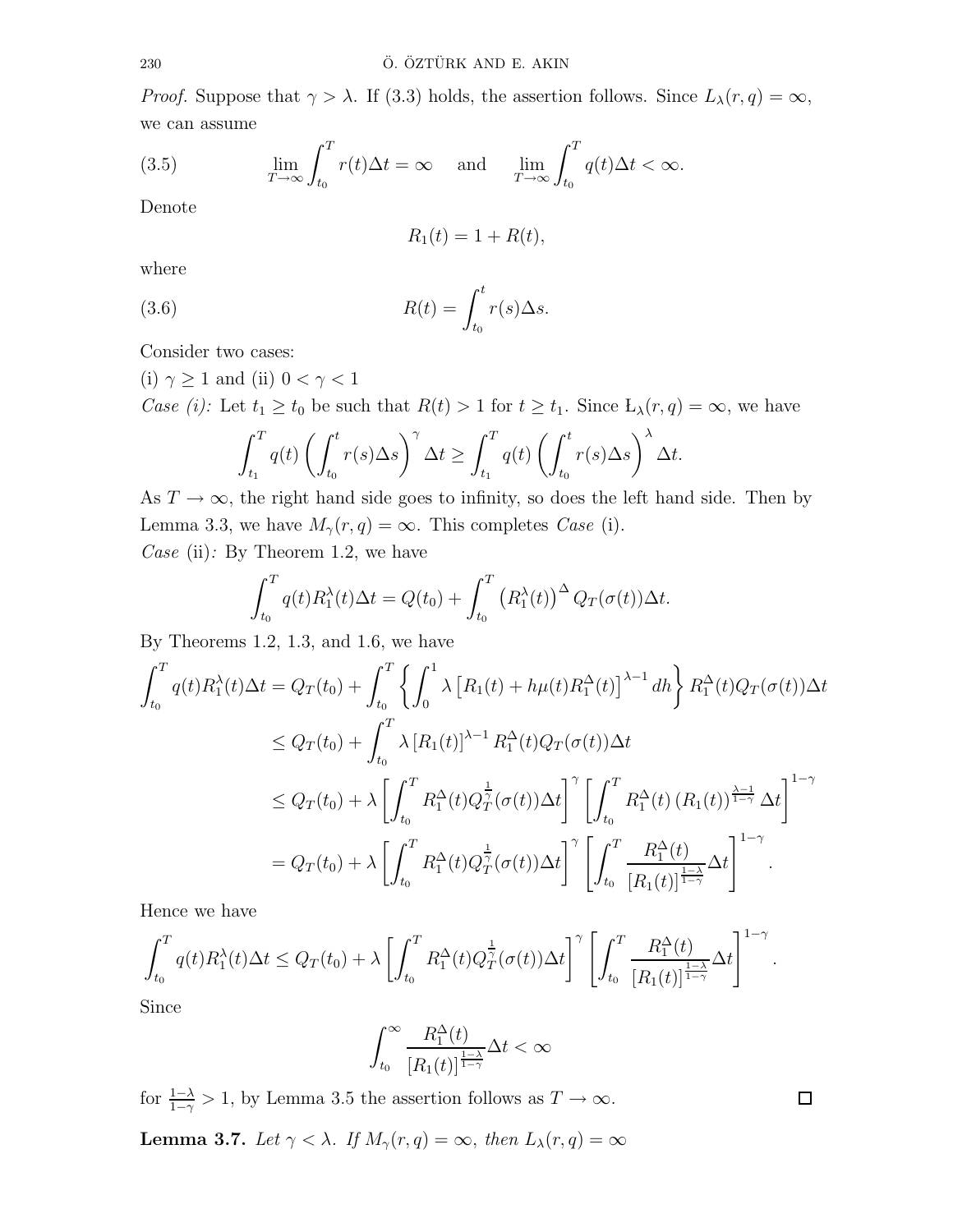*Proof.* Suppose that $\gamma > \lambda$. If (3.3) holds, the assertion follows. Since $L_\lambda(r,q) = \infty$, we can assume

$$\lim_{T\to\infty} \int_{t_0}^{T} r(t)\Delta t = \infty \quad \text{and} \quad \lim_{T\to\infty} \int_{t_0}^{T} q(t)\Delta t < \infty. \tag{3.5}$$

Denote

$$R_1(t) = 1 + R(t),$$

where

$$R(t) = \int_{t_0}^{t} r(s)\Delta s. \tag{3.6}$$

Consider two cases:

(i) $\gamma \geq 1$ and (ii) $0 < \gamma < 1$

*Case (i):* Let $t_1 \geq t_0$ be such that $R(t) > 1$ for $t \geq t_1$. Since $L_\lambda(r,q) = \infty$, we have

$$\int_{t_1}^{T} q(t) \left( \int_{t_0}^{t} r(s)\Delta s \right)^{\gamma} \Delta t \geq \int_{t_1}^{T} q(t) \left( \int_{t_0}^{t} r(s)\Delta s \right)^{\lambda} \Delta t.$$

As $T \to \infty$, the right hand side goes to infinity, so does the left hand side. Then by Lemma 3.3, we have $M_\gamma(r,q) = \infty$. This completes *Case* (i).

*Case* (ii)*:* By Theorem 1.2, we have

$$\int_{t_0}^{T} q(t) R_1^{\lambda}(t)\Delta t = Q(t_0) + \int_{t_0}^{T} \left(R_1^{\lambda}(t)\right)^{\Delta} Q_T(\sigma(t))\Delta t.$$

By Theorems 1.2, 1.3, and 1.6, we have

$$\begin{aligned}
\int_{t_0}^{T} q(t) R_1^{\lambda}(t)\Delta t &= Q_T(t_0) + \int_{t_0}^{T} \left\{ \int_0^1 \lambda \left[ R_1(t) + h\mu(t) R_1^{\Delta}(t) \right]^{\lambda - 1} dh \right\} R_1^{\Delta}(t) Q_T(\sigma(t))\Delta t \\
&\leq Q_T(t_0) + \int_{t_0}^{T} \lambda \left[ R_1(t) \right]^{\lambda-1} R_1^{\Delta}(t) Q_T(\sigma(t))\Delta t \\
&\leq Q_T(t_0) + \lambda \left[ \int_{t_0}^{T} R_1^{\Delta}(t) Q_T^{\frac{1}{\gamma}}(\sigma(t))\Delta t \right]^{\gamma} \left[ \int_{t_0}^{T} R_1^{\Delta}(t) \left(R_1(t)\right)^{\frac{\lambda-1}{1-\gamma}} \Delta t \right]^{1-\gamma} \\
&= Q_T(t_0) + \lambda \left[ \int_{t_0}^{T} R_1^{\Delta}(t) Q_T^{\frac{1}{\gamma}}(\sigma(t))\Delta t \right]^{\gamma} \left[ \int_{t_0}^{T} \frac{R_1^{\Delta}(t)}{\left[R_1(t)\right]^{\frac{1-\lambda}{1-\gamma}}} \Delta t \right]^{1-\gamma}.
\end{aligned}$$

Hence we have

$$\int_{t_0}^{T} q(t) R_1^{\lambda}(t)\Delta t \leq Q_T(t_0) + \lambda \left[ \int_{t_0}^{T} R_1^{\Delta}(t) Q_T^{\frac{1}{\gamma}}(\sigma(t))\Delta t \right]^{\gamma} \left[ \int_{t_0}^{T} \frac{R_1^{\Delta}(t)}{\left[R_1(t)\right]^{\frac{1-\lambda}{1-\gamma}}} \Delta t \right]^{1-\gamma}.$$

Since

$$\int_{t_0}^{\infty} \frac{R_1^{\Delta}(t)}{\left[R_1(t)\right]^{\frac{1-\lambda}{1-\gamma}}} \Delta t < \infty$$

for $\frac{1-\lambda}{1-\gamma} > 1$, by Lemma 3.5 the assertion follows as $T \to \infty$. □

**Lemma 3.7.** *Let $\gamma < \lambda$. If $M_\gamma(r,q) = \infty$, then $L_\lambda(r,q) = \infty$*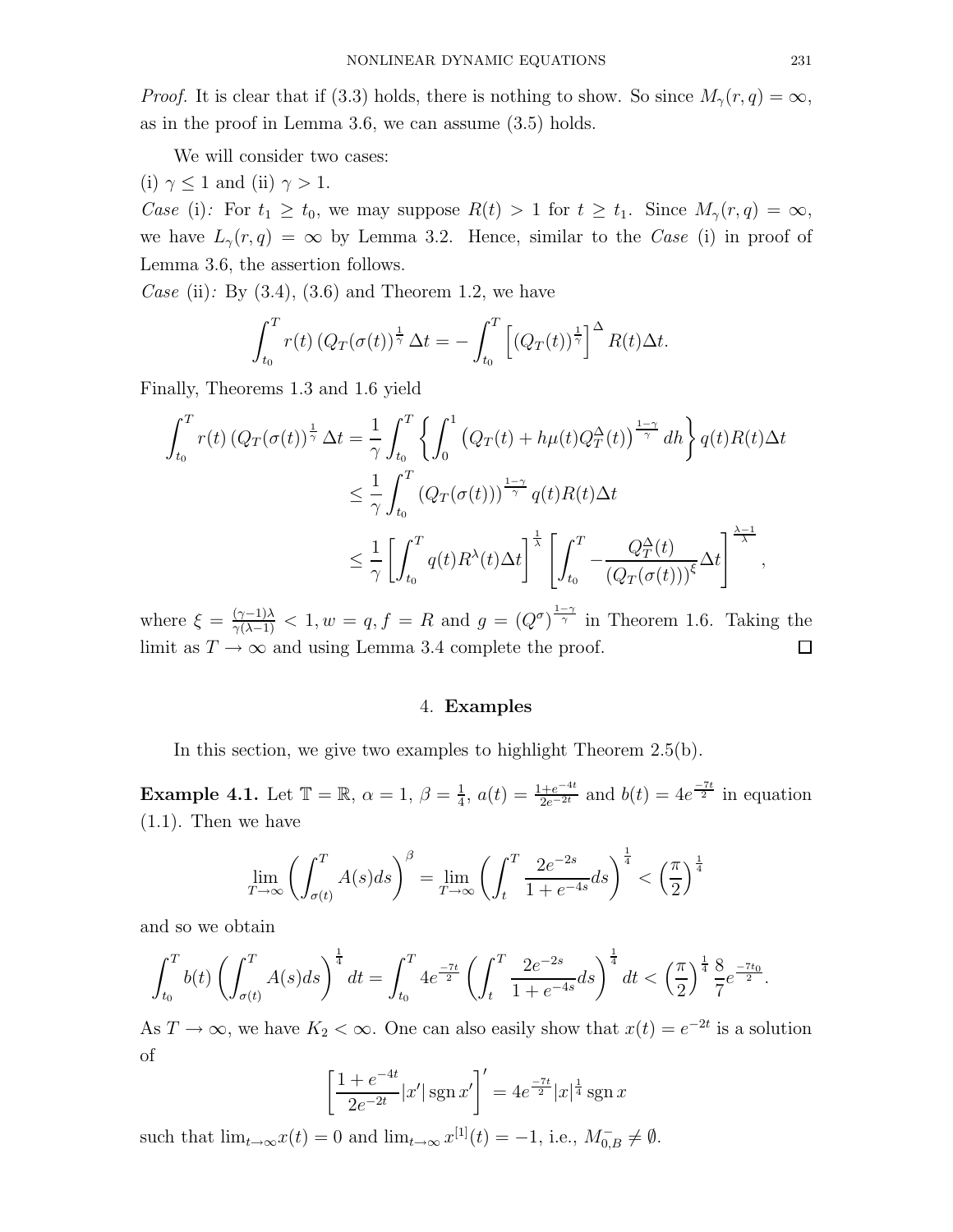*Proof.* It is clear that if (3.3) holds, there is nothing to show. So since $M_\gamma(r,q) = \infty$, as in the proof in Lemma 3.6, we can assume (3.5) holds.

We will consider two cases:
(i) $\gamma \le 1$ and (ii) $\gamma > 1$.

*Case* (i)*:* For $t_1 \ge t_0$, we may suppose $R(t) > 1$ for $t \ge t_1$. Since $M_\gamma(r,q) = \infty$, we have $L_\gamma(r,q) = \infty$ by Lemma 3.2. Hence, similar to the *Case* (i) in proof of Lemma 3.6, the assertion follows.

*Case* (ii)*:* By (3.4), (3.6) and Theorem 1.2, we have

$$\int_{t_0}^{T} r(t) \left(Q_T(\sigma(t))^{\frac{1}{\gamma}}\right) \Delta t = -\int_{t_0}^{T} \left[(Q_T(t))^{\frac{1}{\gamma}}\right]^{\Delta} R(t)\Delta t.$$

Finally, Theorems 1.3 and 1.6 yield

$$\begin{aligned}
\int_{t_0}^{T} r(t) \left(Q_T(\sigma(t))^{\frac{1}{\gamma}}\right) \Delta t &= \frac{1}{\gamma}\int_{t_0}^{T} \left\{\int_0^1 \left(Q_T(t) + h\mu(t)Q_T^{\Delta}(t)\right)^{\frac{1-\gamma}{\gamma}} dh\right\} q(t)R(t)\Delta t \\
&\le \frac{1}{\gamma}\int_{t_0}^{T} \left(Q_T(\sigma(t))\right)^{\frac{1-\gamma}{\gamma}} q(t)R(t)\Delta t \\
&\le \frac{1}{\gamma}\left[\int_{t_0}^{T} q(t)R^{\lambda}(t)\Delta t\right]^{\frac{1}{\lambda}} \left[\int_{t_0}^{T} -\frac{Q_T^{\Delta}(t)}{\left(Q_T(\sigma(t))\right)^{\xi}}\Delta t\right]^{\frac{\lambda-1}{\lambda}},
\end{aligned}$$

where $\xi = \frac{(\gamma-1)\lambda}{\gamma(\lambda-1)} < 1, w = q, f = R$ and $g = (Q^{\sigma})^{\frac{1-\gamma}{\gamma}}$ in Theorem 1.6. Taking the limit as $T \to \infty$ and using Lemma 3.4 complete the proof. $\square$

## 4. **Examples**

In this section, we give two examples to highlight Theorem 2.5(b).

**Example 4.1.** Let $\mathbb{T} = \mathbb{R}$, $\alpha = 1$, $\beta = \frac{1}{4}$, $a(t) = \frac{1+e^{-4t}}{2e^{-2t}}$ and $b(t) = 4e^{\frac{-7t}{2}}$ in equation (1.1). Then we have

$$\lim_{T\to\infty}\left(\int_{\sigma(t)}^{T} A(s)ds\right)^{\beta} = \lim_{T\to\infty}\left(\int_{t}^{T} \frac{2e^{-2s}}{1+e^{-4s}}ds\right)^{\frac{1}{4}} < \left(\frac{\pi}{2}\right)^{\frac{1}{4}}$$

and so we obtain

$$\int_{t_0}^{T} b(t)\left(\int_{\sigma(t)}^{T} A(s)ds\right)^{\frac{1}{4}} dt = \int_{t_0}^{T} 4e^{\frac{-7t}{2}}\left(\int_{t}^{T} \frac{2e^{-2s}}{1+e^{-4s}}ds\right)^{\frac{1}{4}} dt < \left(\frac{\pi}{2}\right)^{\frac{1}{4}} \frac{8}{7}e^{\frac{-7t_0}{2}}.$$

As $T \to \infty$, we have $K_2 < \infty$. One can also easily show that $x(t) = e^{-2t}$ is a solution of

$$\left[\frac{1+e^{-4t}}{2e^{-2t}}|x'|\operatorname{sgn} x'\right]' = 4e^{\frac{-7t}{2}}|x|^{\frac{1}{4}}\operatorname{sgn} x$$

such that $\lim_{t\to\infty} x(t) = 0$ and $\lim_{t\to\infty} x^{[1]}(t) = -1$, i.e., $M_{0,B}^{-} \neq \emptyset$.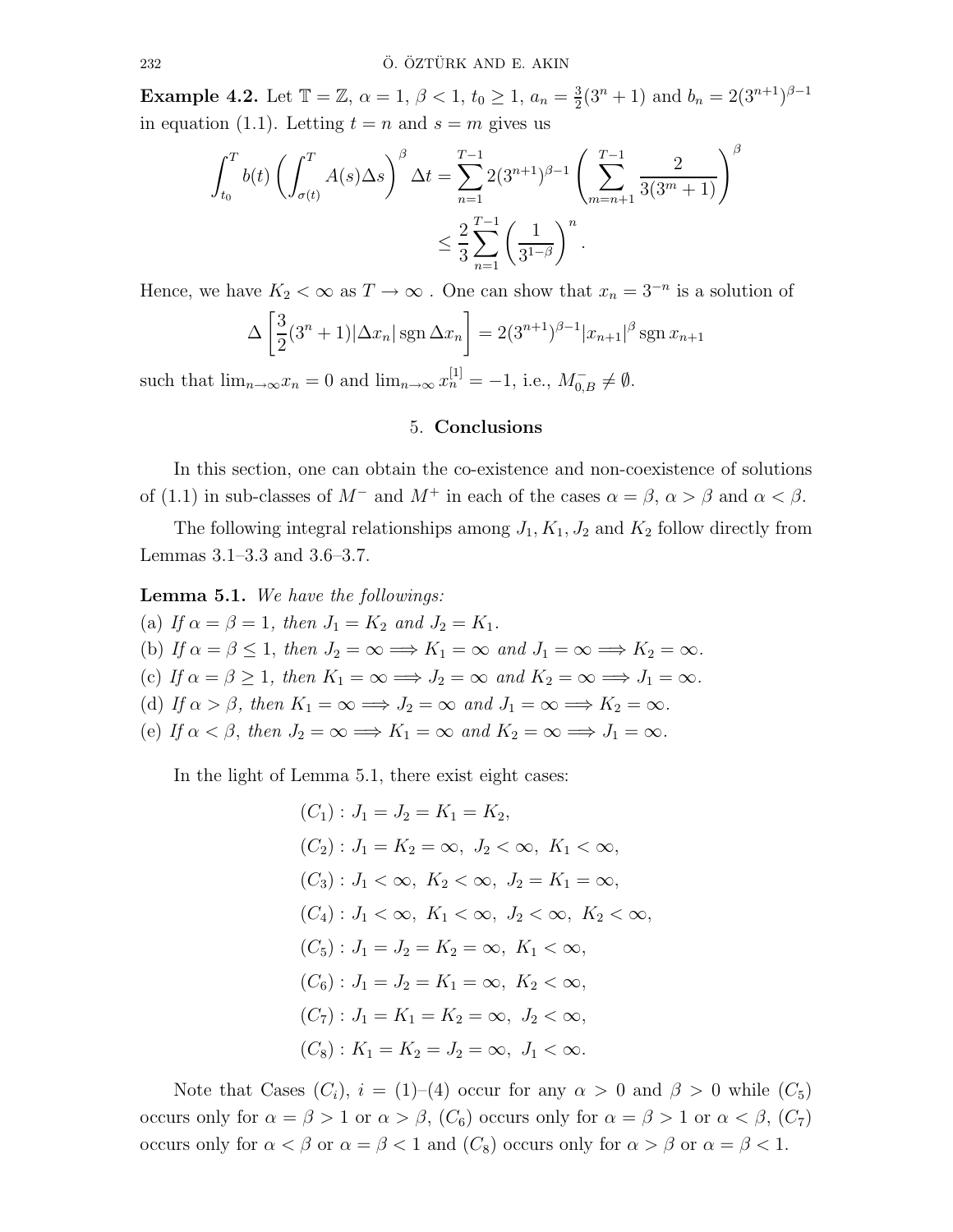**Example 4.2.** Let $\mathbb{T} = \mathbb{Z}$, $\alpha = 1$, $\beta < 1$, $t_0 \geq 1$, $a_n = \frac{3}{2}(3^n + 1)$ and $b_n = 2(3^{n+1})^{\beta-1}$ in equation (1.1). Letting $t = n$ and $s = m$ gives us

$$\int_{t_0}^{T} b(t) \left( \int_{\sigma(t)}^{T} A(s)\Delta s \right)^{\beta} \Delta t = \sum_{n=1}^{T-1} 2(3^{n+1})^{\beta-1} \left( \sum_{m=n+1}^{T-1} \frac{2}{3(3^m+1)} \right)^{\beta}$$
$$\leq \frac{2}{3} \sum_{n=1}^{T-1} \left( \frac{1}{3^{1-\beta}} \right)^{n}.$$

Hence, we have $K_2 < \infty$ as $T \to \infty$ . One can show that $x_n = 3^{-n}$ is a solution of

$$\Delta \left[ \frac{3}{2}(3^n + 1)|\Delta x_n| \operatorname{sgn} \Delta x_n \right] = 2(3^{n+1})^{\beta-1} |x_{n+1}|^{\beta} \operatorname{sgn} x_{n+1}$$

such that $\lim_{n\to\infty} x_n = 0$ and $\lim_{n\to\infty} x_n^{[1]} = -1$, i.e., $M_{0,B}^{-} \neq \emptyset$.

## 5. Conclusions

In this section, one can obtain the co-existence and non-coexistence of solutions of (1.1) in sub-classes of $M^-$ and $M^+$ in each of the cases $\alpha = \beta$, $\alpha > \beta$ and $\alpha < \beta$.

The following integral relationships among $J_1, K_1, J_2$ and $K_2$ follow directly from Lemmas 3.1–3.3 and 3.6–3.7.

**Lemma 5.1.** *We have the followings:*
(a) *If $\alpha = \beta = 1$, then $J_1 = K_2$ and $J_2 = K_1$.*
(b) *If $\alpha = \beta \leq 1$, then $J_2 = \infty \Longrightarrow K_1 = \infty$ and $J_1 = \infty \Longrightarrow K_2 = \infty$.*
(c) *If $\alpha = \beta \geq 1$, then $K_1 = \infty \Longrightarrow J_2 = \infty$ and $K_2 = \infty \Longrightarrow J_1 = \infty$.*
(d) *If $\alpha > \beta$, then $K_1 = \infty \Longrightarrow J_2 = \infty$ and $J_1 = \infty \Longrightarrow K_2 = \infty$.*
(e) *If $\alpha < \beta$, then $J_2 = \infty \Longrightarrow K_1 = \infty$ and $K_2 = \infty \Longrightarrow J_1 = \infty$.*

In the light of Lemma 5.1, there exist eight cases:

$$(C_1) : J_1 = J_2 = K_1 = K_2,$$
$$(C_2) : J_1 = K_2 = \infty,\ J_2 < \infty,\ K_1 < \infty,$$
$$(C_3) : J_1 < \infty,\ K_2 < \infty,\ J_2 = K_1 = \infty,$$
$$(C_4) : J_1 < \infty,\ K_1 < \infty,\ J_2 < \infty,\ K_2 < \infty,$$
$$(C_5) : J_1 = J_2 = K_2 = \infty,\ K_1 < \infty,$$
$$(C_6) : J_1 = J_2 = K_1 = \infty,\ K_2 < \infty,$$
$$(C_7) : J_1 = K_1 = K_2 = \infty,\ J_2 < \infty,$$
$$(C_8) : K_1 = K_2 = J_2 = \infty,\ J_1 < \infty.$$

Note that Cases $(C_i)$, $i = (1)$–$(4)$ occur for any $\alpha > 0$ and $\beta > 0$ while $(C_5)$ occurs only for $\alpha = \beta > 1$ or $\alpha > \beta$, $(C_6)$ occurs only for $\alpha = \beta > 1$ or $\alpha < \beta$, $(C_7)$ occurs only for $\alpha < \beta$ or $\alpha = \beta < 1$ and $(C_8)$ occurs only for $\alpha > \beta$ or $\alpha = \beta < 1$.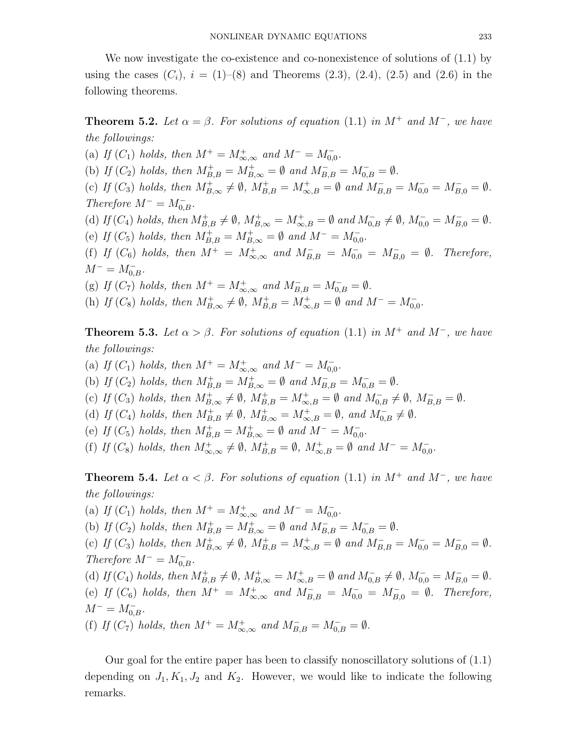We now investigate the co-existence and co-nonexistence of solutions of (1.1) by using the cases $(C_i)$, $i = (1)$–$(8)$ and Theorems (2.3), (2.4), (2.5) and (2.6) in the following theorems.

**Theorem 5.2.** *Let $\alpha = \beta$. For solutions of equation (1.1) in $M^+$ and $M^-$, we have the followings:*

(a) *If $(C_1)$ holds, then $M^+ = M^+_{\infty,\infty}$ and $M^- = M^-_{0,0}$.*

(b) *If $(C_2)$ holds, then $M^+_{B,B} = M^+_{B,\infty} = \emptyset$ and $M^-_{B,B} = M^-_{0,B} = \emptyset$.*

(c) *If $(C_3)$ holds, then $M^+_{B,\infty} \neq \emptyset$, $M^+_{B,B} = M^+_{\infty,B} = \emptyset$ and $M^-_{B,B} = M^-_{0,0} = M^-_{B,0} = \emptyset$. Therefore $M^- = M^-_{0,B}$.*

(d) *If $(C_4)$ holds, then $M^+_{B,B} \neq \emptyset$, $M^+_{B,\infty} = M^+_{\infty,B} = \emptyset$ and $M^-_{0,B} \neq \emptyset$, $M^-_{0,0} = M^-_{B,0} = \emptyset$.*

(e) *If $(C_5)$ holds, then $M^+_{B,B} = M^+_{B,\infty} = \emptyset$ and $M^- = M^-_{0,0}$.*

(f) *If $(C_6)$ holds, then $M^+ = M^+_{\infty,\infty}$ and $M^-_{B,B} = M^-_{0,0} = M^-_{B,0} = \emptyset$. Therefore, $M^- = M^-_{0,B}$.*

(g) *If $(C_7)$ holds, then $M^+ = M^+_{\infty,\infty}$ and $M^-_{B,B} = M^-_{0,B} = \emptyset$.*

(h) *If $(C_8)$ holds, then $M^+_{B,\infty} \neq \emptyset$, $M^+_{B,B} = M^+_{\infty,B} = \emptyset$ and $M^- = M^-_{0,0}$.*

**Theorem 5.3.** *Let $\alpha > \beta$. For solutions of equation (1.1) in $M^+$ and $M^-$, we have the followings:*

(a) *If $(C_1)$ holds, then $M^+ = M^+_{\infty,\infty}$ and $M^- = M^-_{0,0}$.*

(b) *If $(C_2)$ holds, then $M^+_{B,B} = M^+_{B,\infty} = \emptyset$ and $M^-_{B,B} = M^-_{0,B} = \emptyset$.*

(c) *If $(C_3)$ holds, then $M^+_{B,\infty} \neq \emptyset$, $M^+_{B,B} = M^+_{\infty,B} = \emptyset$ and $M^-_{0,B} \neq \emptyset$, $M^-_{B,B} = \emptyset$.*

(d) *If $(C_4)$ holds, then $M^+_{B,B} \neq \emptyset$, $M^+_{B,\infty} = M^+_{\infty,B} = \emptyset$, and $M^-_{0,B} \neq \emptyset$.*

(e) *If $(C_5)$ holds, then $M^+_{B,B} = M^+_{B,\infty} = \emptyset$ and $M^- = M^-_{0,0}$.*

(f) *If $(C_8)$ holds, then $M^+_{\infty,\infty} \neq \emptyset$, $M^+_{B,B} = \emptyset$, $M^+_{\infty,B} = \emptyset$ and $M^- = M^-_{0,0}$.*

**Theorem 5.4.** *Let $\alpha < \beta$. For solutions of equation (1.1) in $M^+$ and $M^-$, we have the followings:*

(a) *If $(C_1)$ holds, then $M^+ = M^+_{\infty,\infty}$ and $M^- = M^-_{0,0}$.*

(b) *If $(C_2)$ holds, then $M^+_{B,B} = M^+_{B,\infty} = \emptyset$ and $M^-_{B,B} = M^-_{0,B} = \emptyset$.*

(c) *If $(C_3)$ holds, then $M^+_{B,\infty} \neq \emptyset$, $M^+_{B,B} = M^+_{\infty,B} = \emptyset$ and $M^-_{B,B} = M^-_{0,0} = M^-_{B,0} = \emptyset$. Therefore $M^- = M^-_{0,B}$.*

(d) *If $(C_4)$ holds, then $M^+_{B,B} \neq \emptyset$, $M^+_{B,\infty} = M^+_{\infty,B} = \emptyset$ and $M^-_{0,B} \neq \emptyset$, $M^-_{0,0} = M^-_{B,0} = \emptyset$.*

(e) *If $(C_6)$ holds, then $M^+ = M^+_{\infty,\infty}$ and $M^-_{B,B} = M^-_{0,0} = M^-_{B,0} = \emptyset$. Therefore, $M^- = M^-_{0,B}$.*

(f) *If $(C_7)$ holds, then $M^+ = M^+_{\infty,\infty}$ and $M^-_{B,B} = M^-_{0,B} = \emptyset$.*

Our goal for the entire paper has been to classify nonoscillatory solutions of (1.1) depending on $J_1, K_1, J_2$ and $K_2$. However, we would like to indicate the following remarks.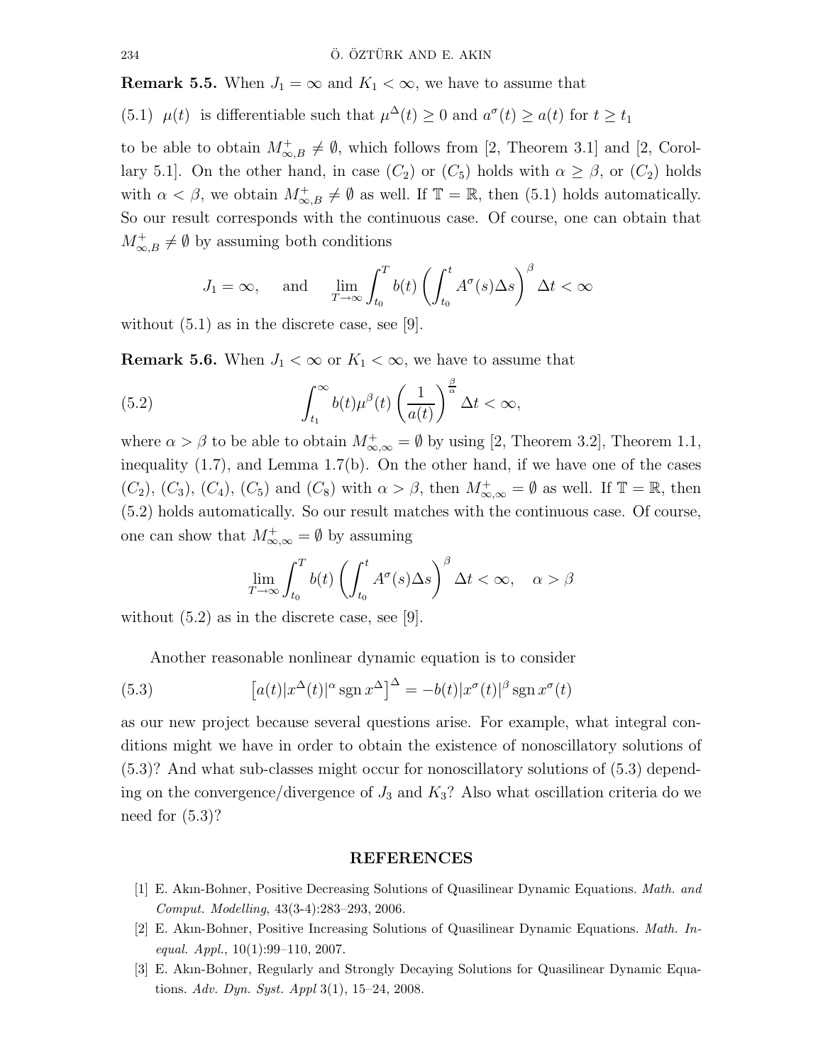**Remark 5.5.** When $J_1 = \infty$ and $K_1 < \infty$, we have to assume that

(5.1) $\mu(t)$ is differentiable such that $\mu^\Delta(t) \geq 0$ and $a^\sigma(t) \geq a(t)$ for $t \geq t_1$

to be able to obtain $M^+_{\infty,B} \neq \emptyset$, which follows from [2, Theorem 3.1] and [2, Corollary 5.1]. On the other hand, in case $(C_2)$ or $(C_5)$ holds with $\alpha \geq \beta$, or $(C_2)$ holds with $\alpha < \beta$, we obtain $M^+_{\infty,B} \neq \emptyset$ as well. If $\mathbb{T} = \mathbb{R}$, then (5.1) holds automatically. So our result corresponds with the continuous case. Of course, one can obtain that $M^+_{\infty,B} \neq \emptyset$ by assuming both conditions

$$J_1 = \infty, \quad \text{and} \quad \lim_{T\to\infty} \int_{t_0}^{T} b(t) \left( \int_{t_0}^{t} A^\sigma(s)\Delta s \right)^\beta \Delta t < \infty$$

without (5.1) as in the discrete case, see [9].

**Remark 5.6.** When $J_1 < \infty$ or $K_1 < \infty$, we have to assume that

$$\int_{t_1}^{\infty} b(t)\mu^\beta(t) \left( \frac{1}{a(t)} \right)^{\frac{\beta}{\alpha}} \Delta t < \infty, \tag{5.2}$$

where $\alpha > \beta$ to be able to obtain $M^+_{\infty,\infty} = \emptyset$ by using [2, Theorem 3.2], Theorem 1.1, inequality (1.7), and Lemma 1.7(b). On the other hand, if we have one of the cases $(C_2)$, $(C_3)$, $(C_4)$, $(C_5)$ and $(C_8)$ with $\alpha > \beta$, then $M^+_{\infty,\infty} = \emptyset$ as well. If $\mathbb{T} = \mathbb{R}$, then (5.2) holds automatically. So our result matches with the continuous case. Of course, one can show that $M^+_{\infty,\infty} = \emptyset$ by assuming

$$\lim_{T\to\infty} \int_{t_0}^{T} b(t) \left( \int_{t_0}^{t} A^\sigma(s)\Delta s \right)^\beta \Delta t < \infty, \quad \alpha > \beta$$

without (5.2) as in the discrete case, see [9].

Another reasonable nonlinear dynamic equation is to consider

$$\left[a(t)|x^\Delta(t)|^\alpha \operatorname{sgn} x^\Delta\right]^\Delta = -b(t)|x^\sigma(t)|^\beta \operatorname{sgn} x^\sigma(t) \tag{5.3}$$

as our new project because several questions arise. For example, what integral conditions might we have in order to obtain the existence of nonoscillatory solutions of (5.3)? And what sub-classes might occur for nonoscillatory solutions of (5.3) depending on the convergence/divergence of $J_3$ and $K_3$? Also what oscillation criteria do we need for (5.3)?

## REFERENCES

[1] E. Akın-Bohner, Positive Decreasing Solutions of Quasilinear Dynamic Equations. *Math. and Comput. Modelling*, 43(3-4):283–293, 2006.

[2] E. Akın-Bohner, Positive Increasing Solutions of Quasilinear Dynamic Equations. *Math. Inequal. Appl.*, 10(1):99–110, 2007.

[3] E. Akın-Bohner, Regularly and Strongly Decaying Solutions for Quasilinear Dynamic Equations. *Adv. Dyn. Syst. Appl* 3(1), 15–24, 2008.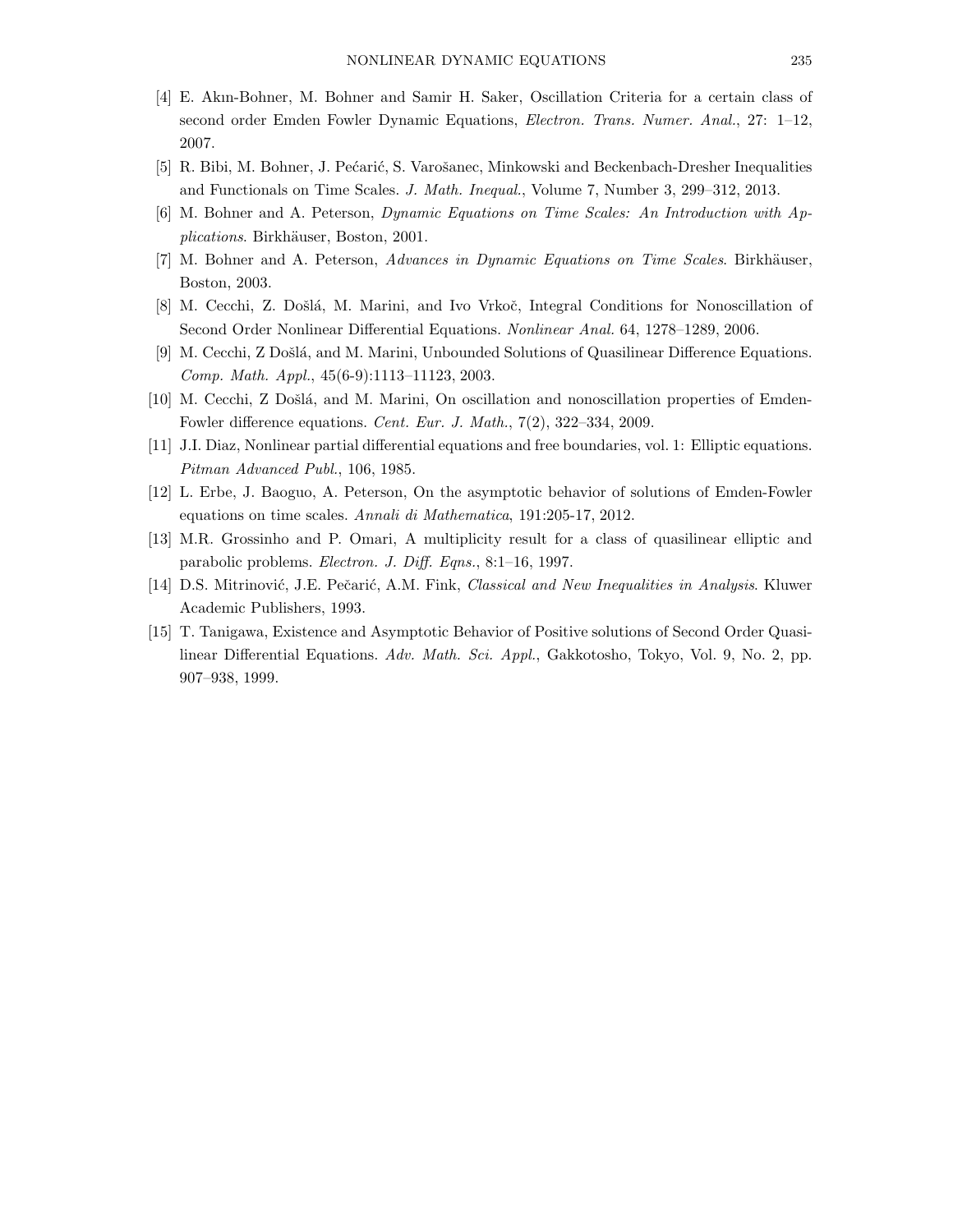[4] E. Akın-Bohner, M. Bohner and Samir H. Saker, Oscillation Criteria for a certain class of second order Emden Fowler Dynamic Equations, *Electron. Trans. Numer. Anal.*, 27: 1–12, 2007.

[5] R. Bibi, M. Bohner, J. Pećarić, S. Varošanec, Minkowski and Beckenbach-Dresher Inequalities and Functionals on Time Scales. *J. Math. Inequal.*, Volume 7, Number 3, 299–312, 2013.

[6] M. Bohner and A. Peterson, *Dynamic Equations on Time Scales: An Introduction with Applications*. Birkhäuser, Boston, 2001.

[7] M. Bohner and A. Peterson, *Advances in Dynamic Equations on Time Scales*. Birkhäuser, Boston, 2003.

[8] M. Cecchi, Z. Došlá, M. Marini, and Ivo Vrkoč, Integral Conditions for Nonoscillation of Second Order Nonlinear Differential Equations. *Nonlinear Anal.* 64, 1278–1289, 2006.

[9] M. Cecchi, Z Došlá, and M. Marini, Unbounded Solutions of Quasilinear Difference Equations. *Comp. Math. Appl.*, 45(6-9):1113–11123, 2003.

[10] M. Cecchi, Z Došlá, and M. Marini, On oscillation and nonoscillation properties of Emden-Fowler difference equations. *Cent. Eur. J. Math.*, 7(2), 322–334, 2009.

[11] J.I. Diaz, Nonlinear partial differential equations and free boundaries, vol. 1: Elliptic equations. *Pitman Advanced Publ.*, 106, 1985.

[12] L. Erbe, J. Baoguo, A. Peterson, On the asymptotic behavior of solutions of Emden-Fowler equations on time scales. *Annali di Mathematica*, 191:205-17, 2012.

[13] M.R. Grossinho and P. Omari, A multiplicity result for a class of quasilinear elliptic and parabolic problems. *Electron. J. Diff. Eqns.*, 8:1–16, 1997.

[14] D.S. Mitrinović, J.E. Pečarić, A.M. Fink, *Classical and New Inequalities in Analysis*. Kluwer Academic Publishers, 1993.

[15] T. Tanigawa, Existence and Asymptotic Behavior of Positive solutions of Second Order Quasilinear Differential Equations. *Adv. Math. Sci. Appl.*, Gakkotosho, Tokyo, Vol. 9, No. 2, pp. 907–938, 1999.